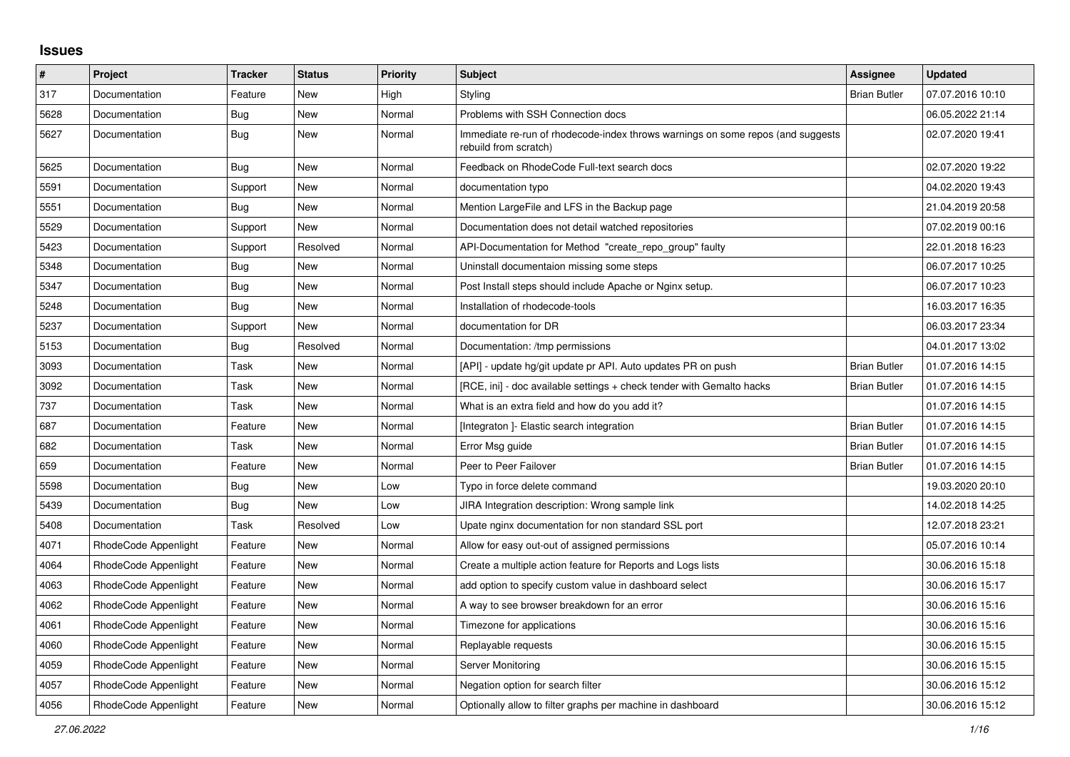## Issues

| # | Project | Tracker | Status | Priority | Subject | Assignee | Updated |
|---|---|---|---|---|---|---|---|
| 317 | Documentation | Feature | New | High | Styling | Brian Butler | 07.07.2016 10:10 |
| 5628 | Documentation | Bug | New | Normal | Problems with SSH Connection docs | | 06.05.2022 21:14 |
| 5627 | Documentation | Bug | New | Normal | Immediate re-run of rhodecode-index throws warnings on some repos (and suggests rebuild from scratch) | | 02.07.2020 19:41 |
| 5625 | Documentation | Bug | New | Normal | Feedback on RhodeCode Full-text search docs | | 02.07.2020 19:22 |
| 5591 | Documentation | Support | New | Normal | documentation typo | | 04.02.2020 19:43 |
| 5551 | Documentation | Bug | New | Normal | Mention LargeFile and LFS in the Backup page | | 21.04.2019 20:58 |
| 5529 | Documentation | Support | New | Normal | Documentation does not detail watched repositories | | 07.02.2019 00:16 |
| 5423 | Documentation | Support | Resolved | Normal | API-Documentation for Method "create_repo_group" faulty | | 22.01.2018 16:23 |
| 5348 | Documentation | Bug | New | Normal | Uninstall documentaion missing some steps | | 06.07.2017 10:25 |
| 5347 | Documentation | Bug | New | Normal | Post Install steps should include Apache or Nginx setup. | | 06.07.2017 10:23 |
| 5248 | Documentation | Bug | New | Normal | Installation of rhodecode-tools | | 16.03.2017 16:35 |
| 5237 | Documentation | Support | New | Normal | documentation for DR | | 06.03.2017 23:34 |
| 5153 | Documentation | Bug | Resolved | Normal | Documentation: /tmp permissions | | 04.01.2017 13:02 |
| 3093 | Documentation | Task | New | Normal | [API] - update hg/git update pr API. Auto updates PR on push | Brian Butler | 01.07.2016 14:15 |
| 3092 | Documentation | Task | New | Normal | [RCE, ini] - doc available settings + check tender with Gemalto hacks | Brian Butler | 01.07.2016 14:15 |
| 737 | Documentation | Task | New | Normal | What is an extra field and how do you add it? | | 01.07.2016 14:15 |
| 687 | Documentation | Feature | New | Normal | [Integraton ]- Elastic search integration | Brian Butler | 01.07.2016 14:15 |
| 682 | Documentation | Task | New | Normal | Error Msg guide | Brian Butler | 01.07.2016 14:15 |
| 659 | Documentation | Feature | New | Normal | Peer to Peer Failover | Brian Butler | 01.07.2016 14:15 |
| 5598 | Documentation | Bug | New | Low | Typo in force delete command | | 19.03.2020 20:10 |
| 5439 | Documentation | Bug | New | Low | JIRA Integration description: Wrong sample link | | 14.02.2018 14:25 |
| 5408 | Documentation | Task | Resolved | Low | Upate nginx documentation for non standard SSL port | | 12.07.2018 23:21 |
| 4071 | RhodeCode Appenlight | Feature | New | Normal | Allow for easy out-out of assigned permissions | | 05.07.2016 10:14 |
| 4064 | RhodeCode Appenlight | Feature | New | Normal | Create a multiple action feature for Reports and Logs lists | | 30.06.2016 15:18 |
| 4063 | RhodeCode Appenlight | Feature | New | Normal | add option to specify custom value in dashboard select | | 30.06.2016 15:17 |
| 4062 | RhodeCode Appenlight | Feature | New | Normal | A way to see browser breakdown for an error | | 30.06.2016 15:16 |
| 4061 | RhodeCode Appenlight | Feature | New | Normal | Timezone for applications | | 30.06.2016 15:16 |
| 4060 | RhodeCode Appenlight | Feature | New | Normal | Replayable requests | | 30.06.2016 15:15 |
| 4059 | RhodeCode Appenlight | Feature | New | Normal | Server Monitoring | | 30.06.2016 15:15 |
| 4057 | RhodeCode Appenlight | Feature | New | Normal | Negation option for search filter | | 30.06.2016 15:12 |
| 4056 | RhodeCode Appenlight | Feature | New | Normal | Optionally allow to filter graphs per machine in dashboard | | 30.06.2016 15:12 |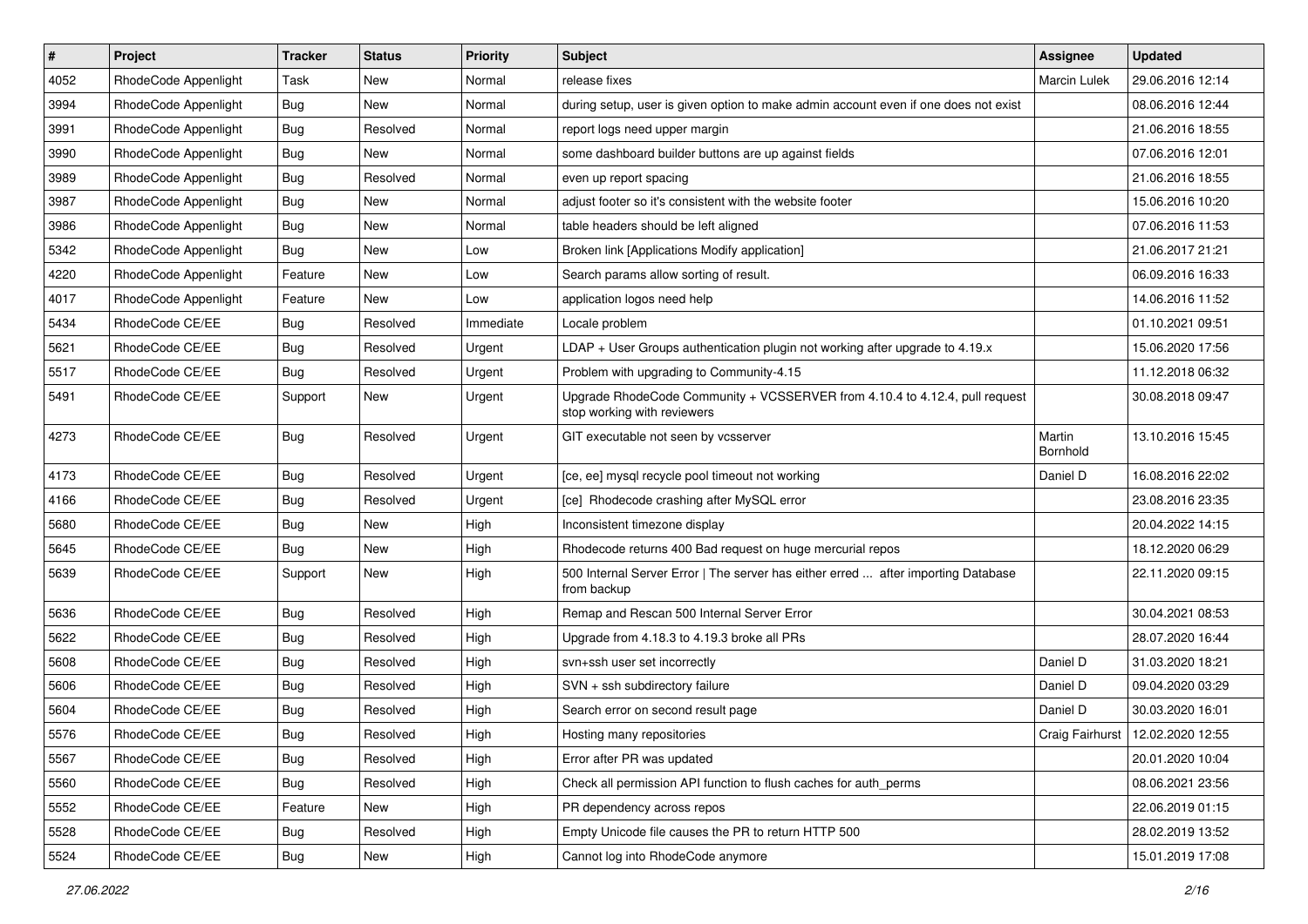| # | Project | Tracker | Status | Priority | Subject | Assignee | Updated |
|---|---|---|---|---|---|---|---|
| 4052 | RhodeCode Appenlight | Task | New | Normal | release fixes | Marcin Lulek | 29.06.2016 12:14 |
| 3994 | RhodeCode Appenlight | Bug | New | Normal | during setup, user is given option to make admin account even if one does not exist | | 08.06.2016 12:44 |
| 3991 | RhodeCode Appenlight | Bug | Resolved | Normal | report logs need upper margin | | 21.06.2016 18:55 |
| 3990 | RhodeCode Appenlight | Bug | New | Normal | some dashboard builder buttons are up against fields | | 07.06.2016 12:01 |
| 3989 | RhodeCode Appenlight | Bug | Resolved | Normal | even up report spacing | | 21.06.2016 18:55 |
| 3987 | RhodeCode Appenlight | Bug | New | Normal | adjust footer so it's consistent with the website footer | | 15.06.2016 10:20 |
| 3986 | RhodeCode Appenlight | Bug | New | Normal | table headers should be left aligned | | 07.06.2016 11:53 |
| 5342 | RhodeCode Appenlight | Bug | New | Low | Broken link [Applications Modify application] | | 21.06.2017 21:21 |
| 4220 | RhodeCode Appenlight | Feature | New | Low | Search params allow sorting of result. | | 06.09.2016 16:33 |
| 4017 | RhodeCode Appenlight | Feature | New | Low | application logos need help | | 14.06.2016 11:52 |
| 5434 | RhodeCode CE/EE | Bug | Resolved | Immediate | Locale problem | | 01.10.2021 09:51 |
| 5621 | RhodeCode CE/EE | Bug | Resolved | Urgent | LDAP + User Groups authentication plugin not working after upgrade to 4.19.x | | 15.06.2020 17:56 |
| 5517 | RhodeCode CE/EE | Bug | Resolved | Urgent | Problem with upgrading to Community-4.15 | | 11.12.2018 06:32 |
| 5491 | RhodeCode CE/EE | Support | New | Urgent | Upgrade RhodeCode Community + VCSSERVER from 4.10.4 to 4.12.4, pull request stop working with reviewers | | 30.08.2018 09:47 |
| 4273 | RhodeCode CE/EE | Bug | Resolved | Urgent | GIT executable not seen by vcsserver | Martin Bornhold | 13.10.2016 15:45 |
| 4173 | RhodeCode CE/EE | Bug | Resolved | Urgent | [ce, ee] mysql recycle pool timeout not working | Daniel D | 16.08.2016 22:02 |
| 4166 | RhodeCode CE/EE | Bug | Resolved | Urgent | [ce] Rhodecode crashing after MySQL error | | 23.08.2016 23:35 |
| 5680 | RhodeCode CE/EE | Bug | New | High | Inconsistent timezone display | | 20.04.2022 14:15 |
| 5645 | RhodeCode CE/EE | Bug | New | High | Rhodecode returns 400 Bad request on huge mercurial repos | | 18.12.2020 06:29 |
| 5639 | RhodeCode CE/EE | Support | New | High | 500 Internal Server Error \| The server has either erred ... after importing Database from backup | | 22.11.2020 09:15 |
| 5636 | RhodeCode CE/EE | Bug | Resolved | High | Remap and Rescan 500 Internal Server Error | | 30.04.2021 08:53 |
| 5622 | RhodeCode CE/EE | Bug | Resolved | High | Upgrade from 4.18.3 to 4.19.3 broke all PRs | | 28.07.2020 16:44 |
| 5608 | RhodeCode CE/EE | Bug | Resolved | High | svn+ssh user set incorrectly | Daniel D | 31.03.2020 18:21 |
| 5606 | RhodeCode CE/EE | Bug | Resolved | High | SVN + ssh subdirectory failure | Daniel D | 09.04.2020 03:29 |
| 5604 | RhodeCode CE/EE | Bug | Resolved | High | Search error on second result page | Daniel D | 30.03.2020 16:01 |
| 5576 | RhodeCode CE/EE | Bug | Resolved | High | Hosting many repositories | Craig Fairhurst | 12.02.2020 12:55 |
| 5567 | RhodeCode CE/EE | Bug | Resolved | High | Error after PR was updated | | 20.01.2020 10:04 |
| 5560 | RhodeCode CE/EE | Bug | Resolved | High | Check all permission API function to flush caches for auth_perms | | 08.06.2021 23:56 |
| 5552 | RhodeCode CE/EE | Feature | New | High | PR dependency across repos | | 22.06.2019 01:15 |
| 5528 | RhodeCode CE/EE | Bug | Resolved | High | Empty Unicode file causes the PR to return HTTP 500 | | 28.02.2019 13:52 |
| 5524 | RhodeCode CE/EE | Bug | New | High | Cannot log into RhodeCode anymore | | 15.01.2019 17:08 |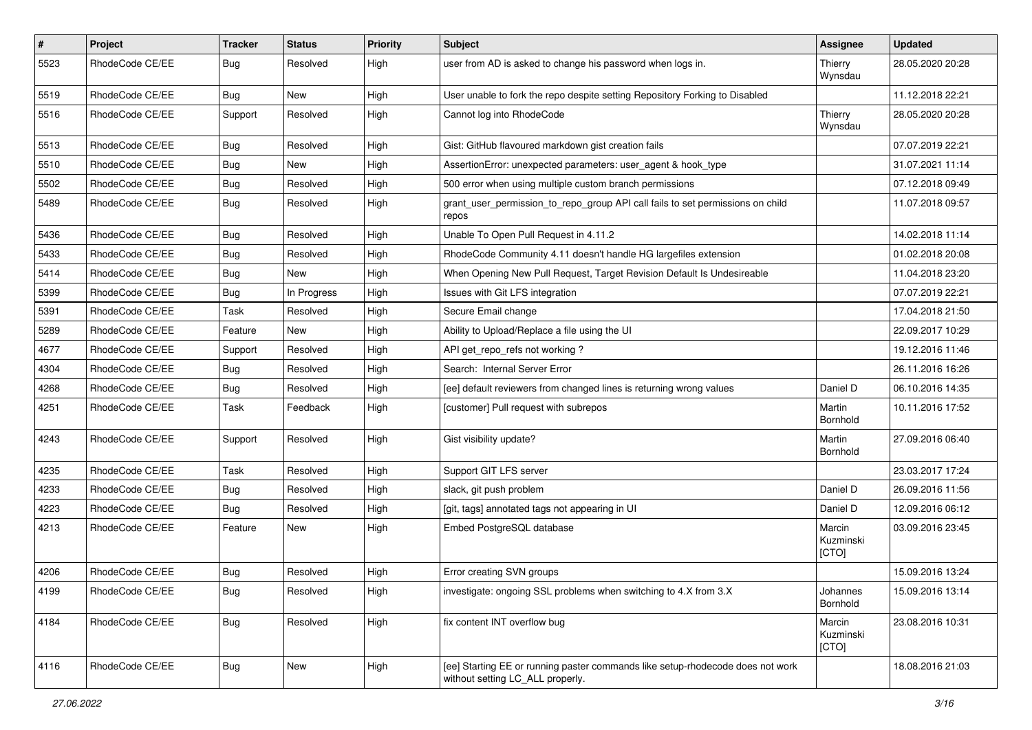| # | Project | Tracker | Status | Priority | Subject | Assignee | Updated |
|---|---|---|---|---|---|---|---|
| 5523 | RhodeCode CE/EE | Bug | Resolved | High | user from AD is asked to change his password when logs in. | Thierry Wynsdau | 28.05.2020 20:28 |
| 5519 | RhodeCode CE/EE | Bug | New | High | User unable to fork the repo despite setting Repository Forking to Disabled | | 11.12.2018 22:21 |
| 5516 | RhodeCode CE/EE | Support | Resolved | High | Cannot log into RhodeCode | Thierry Wynsdau | 28.05.2020 20:28 |
| 5513 | RhodeCode CE/EE | Bug | Resolved | High | Gist: GitHub flavoured markdown gist creation fails | | 07.07.2019 22:21 |
| 5510 | RhodeCode CE/EE | Bug | New | High | AssertionError: unexpected parameters: user_agent & hook_type | | 31.07.2021 11:14 |
| 5502 | RhodeCode CE/EE | Bug | Resolved | High | 500 error when using multiple custom branch permissions | | 07.12.2018 09:49 |
| 5489 | RhodeCode CE/EE | Bug | Resolved | High | grant_user_permission_to_repo_group API call fails to set permissions on child repos | | 11.07.2018 09:57 |
| 5436 | RhodeCode CE/EE | Bug | Resolved | High | Unable To Open Pull Request in 4.11.2 | | 14.02.2018 11:14 |
| 5433 | RhodeCode CE/EE | Bug | Resolved | High | RhodeCode Community 4.11 doesn't handle HG largefiles extension | | 01.02.2018 20:08 |
| 5414 | RhodeCode CE/EE | Bug | New | High | When Opening New Pull Request, Target Revision Default Is Undesireable | | 11.04.2018 23:20 |
| 5399 | RhodeCode CE/EE | Bug | In Progress | High | Issues with Git LFS integration | | 07.07.2019 22:21 |
| 5391 | RhodeCode CE/EE | Task | Resolved | High | Secure Email change | | 17.04.2018 21:50 |
| 5289 | RhodeCode CE/EE | Feature | New | High | Ability to Upload/Replace a file using the UI | | 22.09.2017 10:29 |
| 4677 | RhodeCode CE/EE | Support | Resolved | High | API get_repo_refs not working ? | | 19.12.2016 11:46 |
| 4304 | RhodeCode CE/EE | Bug | Resolved | High | Search: Internal Server Error | | 26.11.2016 16:26 |
| 4268 | RhodeCode CE/EE | Bug | Resolved | High | [ee] default reviewers from changed lines is returning wrong values | Daniel D | 06.10.2016 14:35 |
| 4251 | RhodeCode CE/EE | Task | Feedback | High | [customer] Pull request with subrepos | Martin Bornhold | 10.11.2016 17:52 |
| 4243 | RhodeCode CE/EE | Support | Resolved | High | Gist visibility update? | Martin Bornhold | 27.09.2016 06:40 |
| 4235 | RhodeCode CE/EE | Task | Resolved | High | Support GIT LFS server | | 23.03.2017 17:24 |
| 4233 | RhodeCode CE/EE | Bug | Resolved | High | slack, git push problem | Daniel D | 26.09.2016 11:56 |
| 4223 | RhodeCode CE/EE | Bug | Resolved | High | [git, tags] annotated tags not appearing in UI | Daniel D | 12.09.2016 06:12 |
| 4213 | RhodeCode CE/EE | Feature | New | High | Embed PostgreSQL database | Marcin Kuzminski [CTO] | 03.09.2016 23:45 |
| 4206 | RhodeCode CE/EE | Bug | Resolved | High | Error creating SVN groups | | 15.09.2016 13:24 |
| 4199 | RhodeCode CE/EE | Bug | Resolved | High | investigate: ongoing SSL problems when switching to 4.X from 3.X | Johannes Bornhold | 15.09.2016 13:14 |
| 4184 | RhodeCode CE/EE | Bug | Resolved | High | fix content INT overflow bug | Marcin Kuzminski [CTO] | 23.08.2016 10:31 |
| 4116 | RhodeCode CE/EE | Bug | New | High | [ee] Starting EE or running paster commands like setup-rhodecode does not work without setting LC_ALL properly. | | 18.08.2016 21:03 |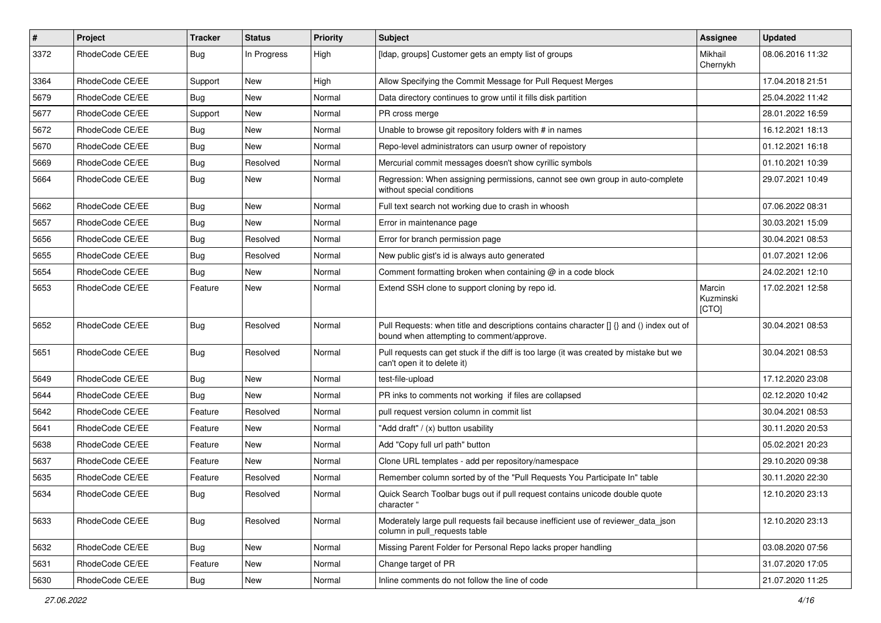| # | Project | Tracker | Status | Priority | Subject | Assignee | Updated |
|---|---|---|---|---|---|---|---|
| 3372 | RhodeCode CE/EE | Bug | In Progress | High | [ldap, groups] Customer gets an empty list of groups | Mikhail Chernykh | 08.06.2016 11:32 |
| 3364 | RhodeCode CE/EE | Support | New | High | Allow Specifying the Commit Message for Pull Request Merges | | 17.04.2018 21:51 |
| 5679 | RhodeCode CE/EE | Bug | New | Normal | Data directory continues to grow until it fills disk partition | | 25.04.2022 11:42 |
| 5677 | RhodeCode CE/EE | Support | New | Normal | PR cross merge | | 28.01.2022 16:59 |
| 5672 | RhodeCode CE/EE | Bug | New | Normal | Unable to browse git repository folders with # in names | | 16.12.2021 18:13 |
| 5670 | RhodeCode CE/EE | Bug | New | Normal | Repo-level administrators can usurp owner of repoistory | | 01.12.2021 16:18 |
| 5669 | RhodeCode CE/EE | Bug | Resolved | Normal | Mercurial commit messages doesn't show cyrillic symbols | | 01.10.2021 10:39 |
| 5664 | RhodeCode CE/EE | Bug | New | Normal | Regression: When assigning permissions, cannot see own group in auto-complete without special conditions | | 29.07.2021 10:49 |
| 5662 | RhodeCode CE/EE | Bug | New | Normal | Full text search not working due to crash in whoosh | | 07.06.2022 08:31 |
| 5657 | RhodeCode CE/EE | Bug | New | Normal | Error in maintenance page | | 30.03.2021 15:09 |
| 5656 | RhodeCode CE/EE | Bug | Resolved | Normal | Error for branch permission page | | 30.04.2021 08:53 |
| 5655 | RhodeCode CE/EE | Bug | Resolved | Normal | New public gist's id is always auto generated | | 01.07.2021 12:06 |
| 5654 | RhodeCode CE/EE | Bug | New | Normal | Comment formatting broken when containing @ in a code block | | 24.02.2021 12:10 |
| 5653 | RhodeCode CE/EE | Feature | New | Normal | Extend SSH clone to support cloning by repo id. | Marcin Kuzminski [CTO] | 17.02.2021 12:58 |
| 5652 | RhodeCode CE/EE | Bug | Resolved | Normal | Pull Requests: when title and descriptions contains character [] {} and () index out of bound when attempting to comment/approve. | | 30.04.2021 08:53 |
| 5651 | RhodeCode CE/EE | Bug | Resolved | Normal | Pull requests can get stuck if the diff is too large (it was created by mistake but we can't open it to delete it) | | 30.04.2021 08:53 |
| 5649 | RhodeCode CE/EE | Bug | New | Normal | test-file-upload | | 17.12.2020 23:08 |
| 5644 | RhodeCode CE/EE | Bug | New | Normal | PR inks to comments not working if files are collapsed | | 02.12.2020 10:42 |
| 5642 | RhodeCode CE/EE | Feature | Resolved | Normal | pull request version column in commit list | | 30.04.2021 08:53 |
| 5641 | RhodeCode CE/EE | Feature | New | Normal | "Add draft" / (x) button usability | | 30.11.2020 20:53 |
| 5638 | RhodeCode CE/EE | Feature | New | Normal | Add "Copy full url path" button | | 05.02.2021 20:23 |
| 5637 | RhodeCode CE/EE | Feature | New | Normal | Clone URL templates - add per repository/namespace | | 29.10.2020 09:38 |
| 5635 | RhodeCode CE/EE | Feature | Resolved | Normal | Remember column sorted by of the "Pull Requests You Participate In" table | | 30.11.2020 22:30 |
| 5634 | RhodeCode CE/EE | Bug | Resolved | Normal | Quick Search Toolbar bugs out if pull request contains unicode double quote character " | | 12.10.2020 23:13 |
| 5633 | RhodeCode CE/EE | Bug | Resolved | Normal | Moderately large pull requests fail because inefficient use of reviewer_data_json column in pull_requests table | | 12.10.2020 23:13 |
| 5632 | RhodeCode CE/EE | Bug | New | Normal | Missing Parent Folder for Personal Repo lacks proper handling | | 03.08.2020 07:56 |
| 5631 | RhodeCode CE/EE | Feature | New | Normal | Change target of PR | | 31.07.2020 17:05 |
| 5630 | RhodeCode CE/EE | Bug | New | Normal | Inline comments do not follow the line of code | | 21.07.2020 11:25 |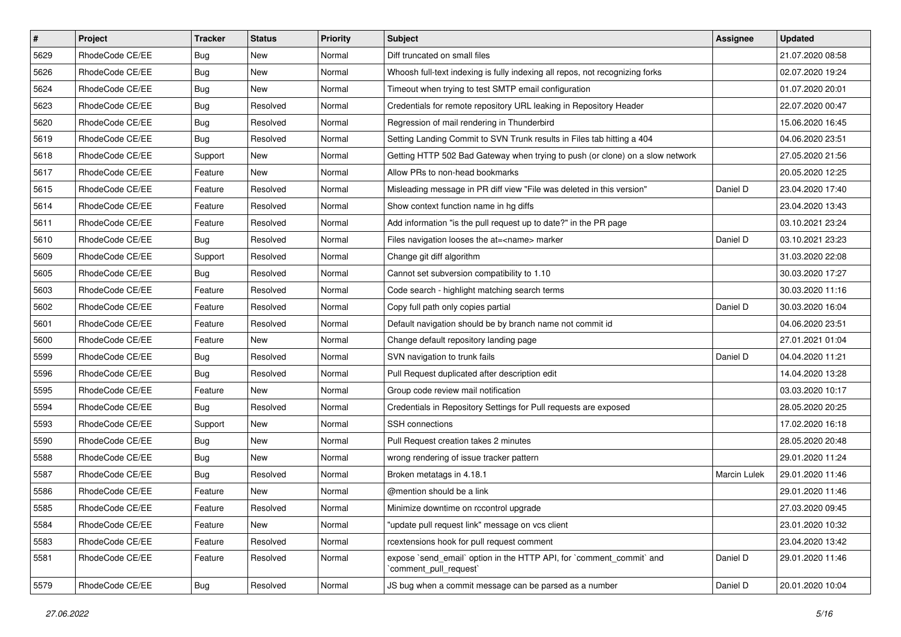| # | Project | Tracker | Status | Priority | Subject | Assignee | Updated |
|---|---|---|---|---|---|---|---|
| 5629 | RhodeCode CE/EE | Bug | New | Normal | Diff truncated on small files | | 21.07.2020 08:58 |
| 5626 | RhodeCode CE/EE | Bug | New | Normal | Whoosh full-text indexing is fully indexing all repos, not recognizing forks | | 02.07.2020 19:24 |
| 5624 | RhodeCode CE/EE | Bug | New | Normal | Timeout when trying to test SMTP email configuration | | 01.07.2020 20:01 |
| 5623 | RhodeCode CE/EE | Bug | Resolved | Normal | Credentials for remote repository URL leaking in Repository Header | | 22.07.2020 00:47 |
| 5620 | RhodeCode CE/EE | Bug | Resolved | Normal | Regression of mail rendering in Thunderbird | | 15.06.2020 16:45 |
| 5619 | RhodeCode CE/EE | Bug | Resolved | Normal | Setting Landing Commit to SVN Trunk results in Files tab hitting a 404 | | 04.06.2020 23:51 |
| 5618 | RhodeCode CE/EE | Support | New | Normal | Getting HTTP 502 Bad Gateway when trying to push (or clone) on a slow network | | 27.05.2020 21:56 |
| 5617 | RhodeCode CE/EE | Feature | New | Normal | Allow PRs to non-head bookmarks | | 20.05.2020 12:25 |
| 5615 | RhodeCode CE/EE | Feature | Resolved | Normal | Misleading message in PR diff view "File was deleted in this version" | Daniel D | 23.04.2020 17:40 |
| 5614 | RhodeCode CE/EE | Feature | Resolved | Normal | Show context function name in hg diffs | | 23.04.2020 13:43 |
| 5611 | RhodeCode CE/EE | Feature | Resolved | Normal | Add information "is the pull request up to date?" in the PR page | | 03.10.2021 23:24 |
| 5610 | RhodeCode CE/EE | Bug | Resolved | Normal | Files navigation looses the at=<name> marker | Daniel D | 03.10.2021 23:23 |
| 5609 | RhodeCode CE/EE | Support | Resolved | Normal | Change git diff algorithm | | 31.03.2020 22:08 |
| 5605 | RhodeCode CE/EE | Bug | Resolved | Normal | Cannot set subversion compatibility to 1.10 | | 30.03.2020 17:27 |
| 5603 | RhodeCode CE/EE | Feature | Resolved | Normal | Code search - highlight matching search terms | | 30.03.2020 11:16 |
| 5602 | RhodeCode CE/EE | Feature | Resolved | Normal | Copy full path only copies partial | Daniel D | 30.03.2020 16:04 |
| 5601 | RhodeCode CE/EE | Feature | Resolved | Normal | Default navigation should be by branch name not commit id | | 04.06.2020 23:51 |
| 5600 | RhodeCode CE/EE | Feature | New | Normal | Change default repository landing page | | 27.01.2021 01:04 |
| 5599 | RhodeCode CE/EE | Bug | Resolved | Normal | SVN navigation to trunk fails | Daniel D | 04.04.2020 11:21 |
| 5596 | RhodeCode CE/EE | Bug | Resolved | Normal | Pull Request duplicated after description edit | | 14.04.2020 13:28 |
| 5595 | RhodeCode CE/EE | Feature | New | Normal | Group code review mail notification | | 03.03.2020 10:17 |
| 5594 | RhodeCode CE/EE | Bug | Resolved | Normal | Credentials in Repository Settings for Pull requests are exposed | | 28.05.2020 20:25 |
| 5593 | RhodeCode CE/EE | Support | New | Normal | SSH connections | | 17.02.2020 16:18 |
| 5590 | RhodeCode CE/EE | Bug | New | Normal | Pull Request creation takes 2 minutes | | 28.05.2020 20:48 |
| 5588 | RhodeCode CE/EE | Bug | New | Normal | wrong rendering of issue tracker pattern | | 29.01.2020 11:24 |
| 5587 | RhodeCode CE/EE | Bug | Resolved | Normal | Broken metatags in 4.18.1 | Marcin Lulek | 29.01.2020 11:46 |
| 5586 | RhodeCode CE/EE | Feature | New | Normal | @mention should be a link | | 29.01.2020 11:46 |
| 5585 | RhodeCode CE/EE | Feature | Resolved | Normal | Minimize downtime on rccontrol upgrade | | 27.03.2020 09:45 |
| 5584 | RhodeCode CE/EE | Feature | New | Normal | "update pull request link" message on vcs client | | 23.01.2020 10:32 |
| 5583 | RhodeCode CE/EE | Feature | Resolved | Normal | rcextensions hook for pull request comment | | 23.04.2020 13:42 |
| 5581 | RhodeCode CE/EE | Feature | Resolved | Normal | expose `send_email` option in the HTTP API, for `comment_commit` and `comment_pull_request` | Daniel D | 29.01.2020 11:46 |
| 5579 | RhodeCode CE/EE | Bug | Resolved | Normal | JS bug when a commit message can be parsed as a number | Daniel D | 20.01.2020 10:04 |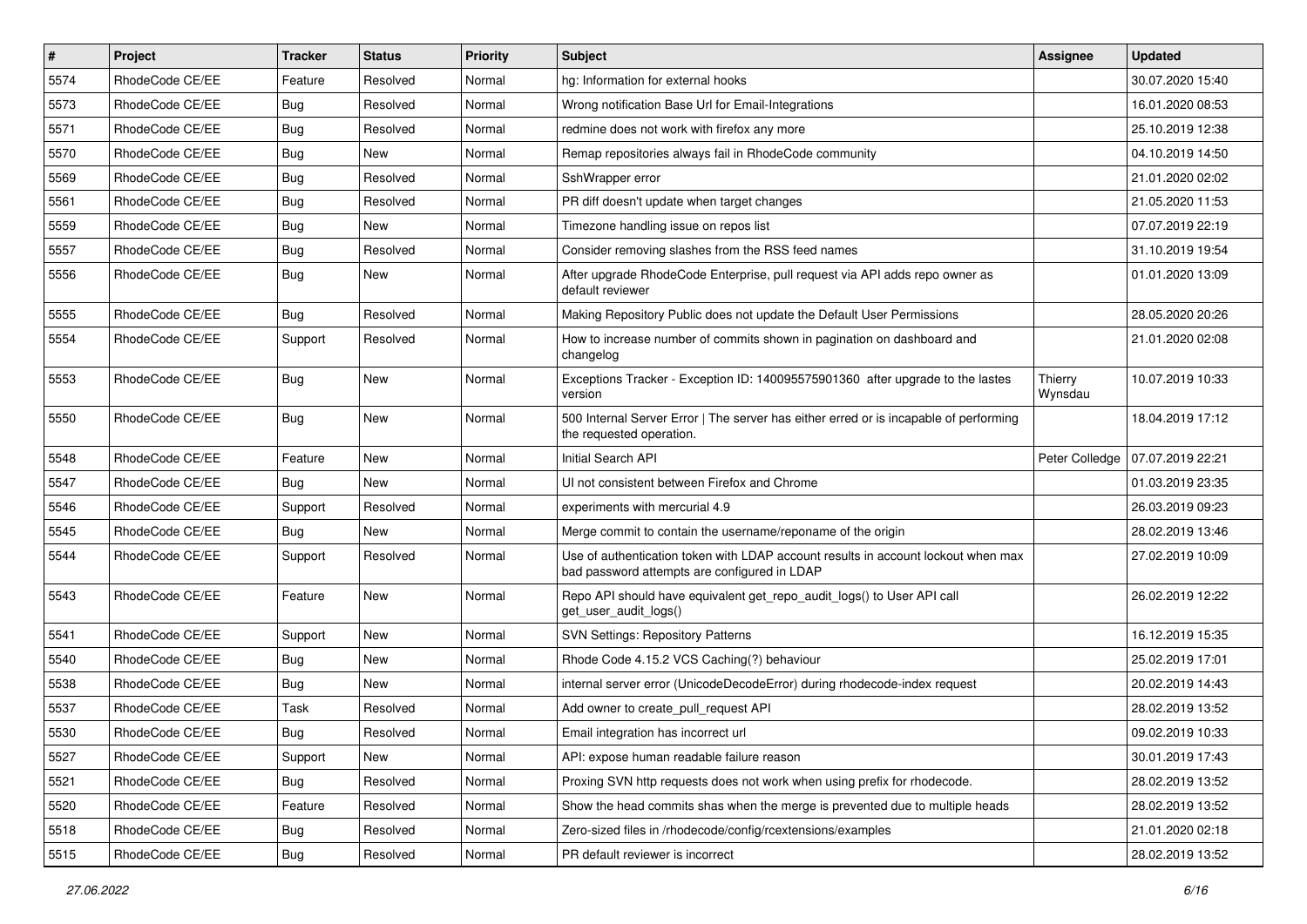| # | Project | Tracker | Status | Priority | Subject | Assignee | Updated |
|---|---|---|---|---|---|---|---|
| 5574 | RhodeCode CE/EE | Feature | Resolved | Normal | hg: Information for external hooks | | 30.07.2020 15:40 |
| 5573 | RhodeCode CE/EE | Bug | Resolved | Normal | Wrong notification Base Url for Email-Integrations | | 16.01.2020 08:53 |
| 5571 | RhodeCode CE/EE | Bug | Resolved | Normal | redmine does not work with firefox any more | | 25.10.2019 12:38 |
| 5570 | RhodeCode CE/EE | Bug | New | Normal | Remap repositories always fail in RhodeCode community | | 04.10.2019 14:50 |
| 5569 | RhodeCode CE/EE | Bug | Resolved | Normal | SshWrapper error | | 21.01.2020 02:02 |
| 5561 | RhodeCode CE/EE | Bug | Resolved | Normal | PR diff doesn't update when target changes | | 21.05.2020 11:53 |
| 5559 | RhodeCode CE/EE | Bug | New | Normal | Timezone handling issue on repos list | | 07.07.2019 22:19 |
| 5557 | RhodeCode CE/EE | Bug | Resolved | Normal | Consider removing slashes from the RSS feed names | | 31.10.2019 19:54 |
| 5556 | RhodeCode CE/EE | Bug | New | Normal | After upgrade RhodeCode Enterprise, pull request via API adds repo owner as default reviewer | | 01.01.2020 13:09 |
| 5555 | RhodeCode CE/EE | Bug | Resolved | Normal | Making Repository Public does not update the Default User Permissions | | 28.05.2020 20:26 |
| 5554 | RhodeCode CE/EE | Support | Resolved | Normal | How to increase number of commits shown in pagination on dashboard and changelog | | 21.01.2020 02:08 |
| 5553 | RhodeCode CE/EE | Bug | New | Normal | Exceptions Tracker - Exception ID: 140095575901360 after upgrade to the lastes version | Thierry Wynsdau | 10.07.2019 10:33 |
| 5550 | RhodeCode CE/EE | Bug | New | Normal | 500 Internal Server Error \| The server has either erred or is incapable of performing the requested operation. | | 18.04.2019 17:12 |
| 5548 | RhodeCode CE/EE | Feature | New | Normal | Initial Search API | Peter Colledge | 07.07.2019 22:21 |
| 5547 | RhodeCode CE/EE | Bug | New | Normal | UI not consistent between Firefox and Chrome | | 01.03.2019 23:35 |
| 5546 | RhodeCode CE/EE | Support | Resolved | Normal | experiments with mercurial 4.9 | | 26.03.2019 09:23 |
| 5545 | RhodeCode CE/EE | Bug | New | Normal | Merge commit to contain the username/reponame of the origin | | 28.02.2019 13:46 |
| 5544 | RhodeCode CE/EE | Support | Resolved | Normal | Use of authentication token with LDAP account results in account lockout when max bad password attempts are configured in LDAP | | 27.02.2019 10:09 |
| 5543 | RhodeCode CE/EE | Feature | New | Normal | Repo API should have equivalent get_repo_audit_logs() to User API call get_user_audit_logs() | | 26.02.2019 12:22 |
| 5541 | RhodeCode CE/EE | Support | New | Normal | SVN Settings: Repository Patterns | | 16.12.2019 15:35 |
| 5540 | RhodeCode CE/EE | Bug | New | Normal | Rhode Code 4.15.2 VCS Caching(?) behaviour | | 25.02.2019 17:01 |
| 5538 | RhodeCode CE/EE | Bug | New | Normal | internal server error (UnicodeDecodeError) during rhodecode-index request | | 20.02.2019 14:43 |
| 5537 | RhodeCode CE/EE | Task | Resolved | Normal | Add owner to create_pull_request API | | 28.02.2019 13:52 |
| 5530 | RhodeCode CE/EE | Bug | Resolved | Normal | Email integration has incorrect url | | 09.02.2019 10:33 |
| 5527 | RhodeCode CE/EE | Support | New | Normal | API: expose human readable failure reason | | 30.01.2019 17:43 |
| 5521 | RhodeCode CE/EE | Bug | Resolved | Normal | Proxing SVN http requests does not work when using prefix for rhodecode. | | 28.02.2019 13:52 |
| 5520 | RhodeCode CE/EE | Feature | Resolved | Normal | Show the head commits shas when the merge is prevented due to multiple heads | | 28.02.2019 13:52 |
| 5518 | RhodeCode CE/EE | Bug | Resolved | Normal | Zero-sized files in /rhodecode/config/rcextensions/examples | | 21.01.2020 02:18 |
| 5515 | RhodeCode CE/EE | Bug | Resolved | Normal | PR default reviewer is incorrect | | 28.02.2019 13:52 |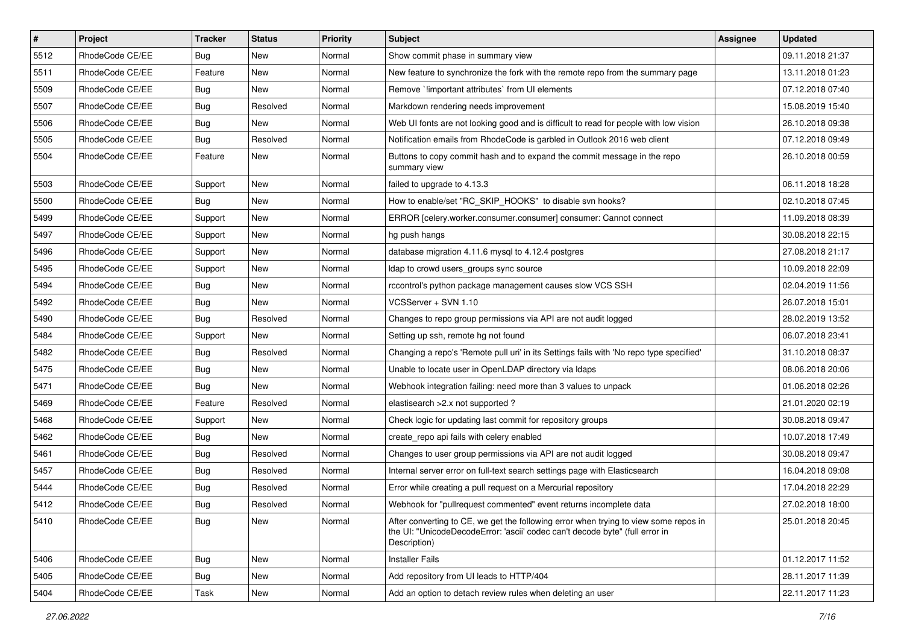| # | Project | Tracker | Status | Priority | Subject | Assignee | Updated |
|---|---|---|---|---|---|---|---|
| 5512 | RhodeCode CE/EE | Bug | New | Normal | Show commit phase in summary view | | 09.11.2018 21:37 |
| 5511 | RhodeCode CE/EE | Feature | New | Normal | New feature to synchronize the fork with the remote repo from the summary page | | 13.11.2018 01:23 |
| 5509 | RhodeCode CE/EE | Bug | New | Normal | Remove `!important attributes` from UI elements | | 07.12.2018 07:40 |
| 5507 | RhodeCode CE/EE | Bug | Resolved | Normal | Markdown rendering needs improvement | | 15.08.2019 15:40 |
| 5506 | RhodeCode CE/EE | Bug | New | Normal | Web UI fonts are not looking good and is difficult to read for people with low vision | | 26.10.2018 09:38 |
| 5505 | RhodeCode CE/EE | Bug | Resolved | Normal | Notification emails from RhodeCode is garbled in Outlook 2016 web client | | 07.12.2018 09:49 |
| 5504 | RhodeCode CE/EE | Feature | New | Normal | Buttons to copy commit hash and to expand the commit message in the repo summary view | | 26.10.2018 00:59 |
| 5503 | RhodeCode CE/EE | Support | New | Normal | failed to upgrade to 4.13.3 | | 06.11.2018 18:28 |
| 5500 | RhodeCode CE/EE | Bug | New | Normal | How to enable/set "RC_SKIP_HOOKS" to disable svn hooks? | | 02.10.2018 07:45 |
| 5499 | RhodeCode CE/EE | Support | New | Normal | ERROR [celery.worker.consumer.consumer] consumer: Cannot connect | | 11.09.2018 08:39 |
| 5497 | RhodeCode CE/EE | Support | New | Normal | hg push hangs | | 30.08.2018 22:15 |
| 5496 | RhodeCode CE/EE | Support | New | Normal | database migration 4.11.6 mysql to 4.12.4 postgres | | 27.08.2018 21:17 |
| 5495 | RhodeCode CE/EE | Support | New | Normal | ldap to crowd users_groups sync source | | 10.09.2018 22:09 |
| 5494 | RhodeCode CE/EE | Bug | New | Normal | rccontrol's python package management causes slow VCS SSH | | 02.04.2019 11:56 |
| 5492 | RhodeCode CE/EE | Bug | New | Normal | VCSServer + SVN 1.10 | | 26.07.2018 15:01 |
| 5490 | RhodeCode CE/EE | Bug | Resolved | Normal | Changes to repo group permissions via API are not audit logged | | 28.02.2019 13:52 |
| 5484 | RhodeCode CE/EE | Support | New | Normal | Setting up ssh, remote hg not found | | 06.07.2018 23:41 |
| 5482 | RhodeCode CE/EE | Bug | Resolved | Normal | Changing a repo's 'Remote pull uri' in its Settings fails with 'No repo type specified' | | 31.10.2018 08:37 |
| 5475 | RhodeCode CE/EE | Bug | New | Normal | Unable to locate user in OpenLDAP directory via ldaps | | 08.06.2018 20:06 |
| 5471 | RhodeCode CE/EE | Bug | New | Normal | Webhook integration failing: need more than 3 values to unpack | | 01.06.2018 02:26 |
| 5469 | RhodeCode CE/EE | Feature | Resolved | Normal | elastisearch >2.x not supported ? | | 21.01.2020 02:19 |
| 5468 | RhodeCode CE/EE | Support | New | Normal | Check logic for updating last commit for repository groups | | 30.08.2018 09:47 |
| 5462 | RhodeCode CE/EE | Bug | New | Normal | create_repo api fails with celery enabled | | 10.07.2018 17:49 |
| 5461 | RhodeCode CE/EE | Bug | Resolved | Normal | Changes to user group permissions via API are not audit logged | | 30.08.2018 09:47 |
| 5457 | RhodeCode CE/EE | Bug | Resolved | Normal | Internal server error on full-text search settings page with Elasticsearch | | 16.04.2018 09:08 |
| 5444 | RhodeCode CE/EE | Bug | Resolved | Normal | Error while creating a pull request on a Mercurial repository | | 17.04.2018 22:29 |
| 5412 | RhodeCode CE/EE | Bug | Resolved | Normal | Webhook for "pullrequest commented" event returns incomplete data | | 27.02.2018 18:00 |
| 5410 | RhodeCode CE/EE | Bug | New | Normal | After converting to CE, we get the following error when trying to view some repos in the UI: "UnicodeDecodeError: 'ascii' codec can't decode byte" (full error in Description) | | 25.01.2018 20:45 |
| 5406 | RhodeCode CE/EE | Bug | New | Normal | Installer Fails | | 01.12.2017 11:52 |
| 5405 | RhodeCode CE/EE | Bug | New | Normal | Add repository from UI leads to HTTP/404 | | 28.11.2017 11:39 |
| 5404 | RhodeCode CE/EE | Task | New | Normal | Add an option to detach review rules when deleting an user | | 22.11.2017 11:23 |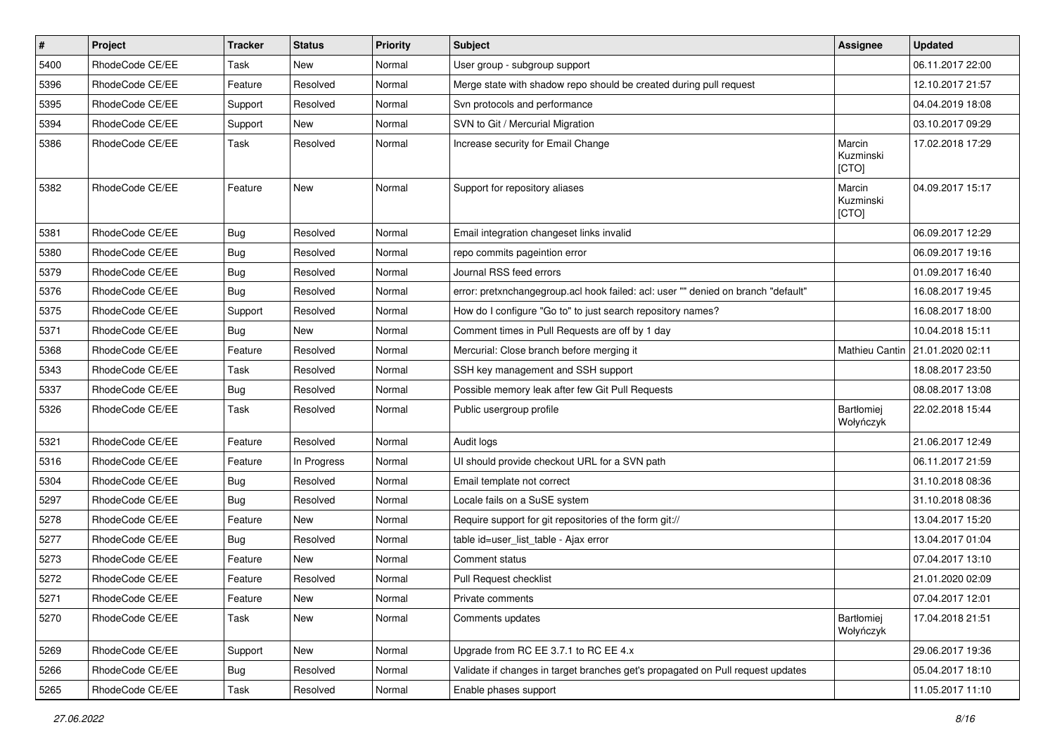| # | Project | Tracker | Status | Priority | Subject | Assignee | Updated |
|---|---|---|---|---|---|---|---|
| 5400 | RhodeCode CE/EE | Task | New | Normal | User group - subgroup support | | 06.11.2017 22:00 |
| 5396 | RhodeCode CE/EE | Feature | Resolved | Normal | Merge state with shadow repo should be created during pull request | | 12.10.2017 21:57 |
| 5395 | RhodeCode CE/EE | Support | Resolved | Normal | Svn protocols and performance | | 04.04.2019 18:08 |
| 5394 | RhodeCode CE/EE | Support | New | Normal | SVN to Git / Mercurial Migration | | 03.10.2017 09:29 |
| 5386 | RhodeCode CE/EE | Task | Resolved | Normal | Increase security for Email Change | Marcin Kuzminski [CTO] | 17.02.2018 17:29 |
| 5382 | RhodeCode CE/EE | Feature | New | Normal | Support for repository aliases | Marcin Kuzminski [CTO] | 04.09.2017 15:17 |
| 5381 | RhodeCode CE/EE | Bug | Resolved | Normal | Email integration changeset links invalid | | 06.09.2017 12:29 |
| 5380 | RhodeCode CE/EE | Bug | Resolved | Normal | repo commits pageintion error | | 06.09.2017 19:16 |
| 5379 | RhodeCode CE/EE | Bug | Resolved | Normal | Journal RSS feed errors | | 01.09.2017 16:40 |
| 5376 | RhodeCode CE/EE | Bug | Resolved | Normal | error: pretxnchangegroup.acl hook failed: acl: user "" denied on branch "default" | | 16.08.2017 19:45 |
| 5375 | RhodeCode CE/EE | Support | Resolved | Normal | How do I configure "Go to" to just search repository names? | | 16.08.2017 18:00 |
| 5371 | RhodeCode CE/EE | Bug | New | Normal | Comment times in Pull Requests are off by 1 day | | 10.04.2018 15:11 |
| 5368 | RhodeCode CE/EE | Feature | Resolved | Normal | Mercurial: Close branch before merging it | Mathieu Cantin | 21.01.2020 02:11 |
| 5343 | RhodeCode CE/EE | Task | Resolved | Normal | SSH key management and SSH support | | 18.08.2017 23:50 |
| 5337 | RhodeCode CE/EE | Bug | Resolved | Normal | Possible memory leak after few Git Pull Requests | | 08.08.2017 13:08 |
| 5326 | RhodeCode CE/EE | Task | Resolved | Normal | Public usergroup profile | Bartłomiej Wołyńczyk | 22.02.2018 15:44 |
| 5321 | RhodeCode CE/EE | Feature | Resolved | Normal | Audit logs | | 21.06.2017 12:49 |
| 5316 | RhodeCode CE/EE | Feature | In Progress | Normal | UI should provide checkout URL for a SVN path | | 06.11.2017 21:59 |
| 5304 | RhodeCode CE/EE | Bug | Resolved | Normal | Email template not correct | | 31.10.2018 08:36 |
| 5297 | RhodeCode CE/EE | Bug | Resolved | Normal | Locale fails on a SuSE system | | 31.10.2018 08:36 |
| 5278 | RhodeCode CE/EE | Feature | New | Normal | Require support for git repositories of the form git:// | | 13.04.2017 15:20 |
| 5277 | RhodeCode CE/EE | Bug | Resolved | Normal | table id=user_list_table - Ajax error | | 13.04.2017 01:04 |
| 5273 | RhodeCode CE/EE | Feature | New | Normal | Comment status | | 07.04.2017 13:10 |
| 5272 | RhodeCode CE/EE | Feature | Resolved | Normal | Pull Request checklist | | 21.01.2020 02:09 |
| 5271 | RhodeCode CE/EE | Feature | New | Normal | Private comments | | 07.04.2017 12:01 |
| 5270 | RhodeCode CE/EE | Task | New | Normal | Comments updates | Bartłomiej Wołyńczyk | 17.04.2018 21:51 |
| 5269 | RhodeCode CE/EE | Support | New | Normal | Upgrade from RC EE 3.7.1 to RC EE 4.x | | 29.06.2017 19:36 |
| 5266 | RhodeCode CE/EE | Bug | Resolved | Normal | Validate if changes in target branches get's propagated on Pull request updates | | 05.04.2017 18:10 |
| 5265 | RhodeCode CE/EE | Task | Resolved | Normal | Enable phases support | | 11.05.2017 11:10 |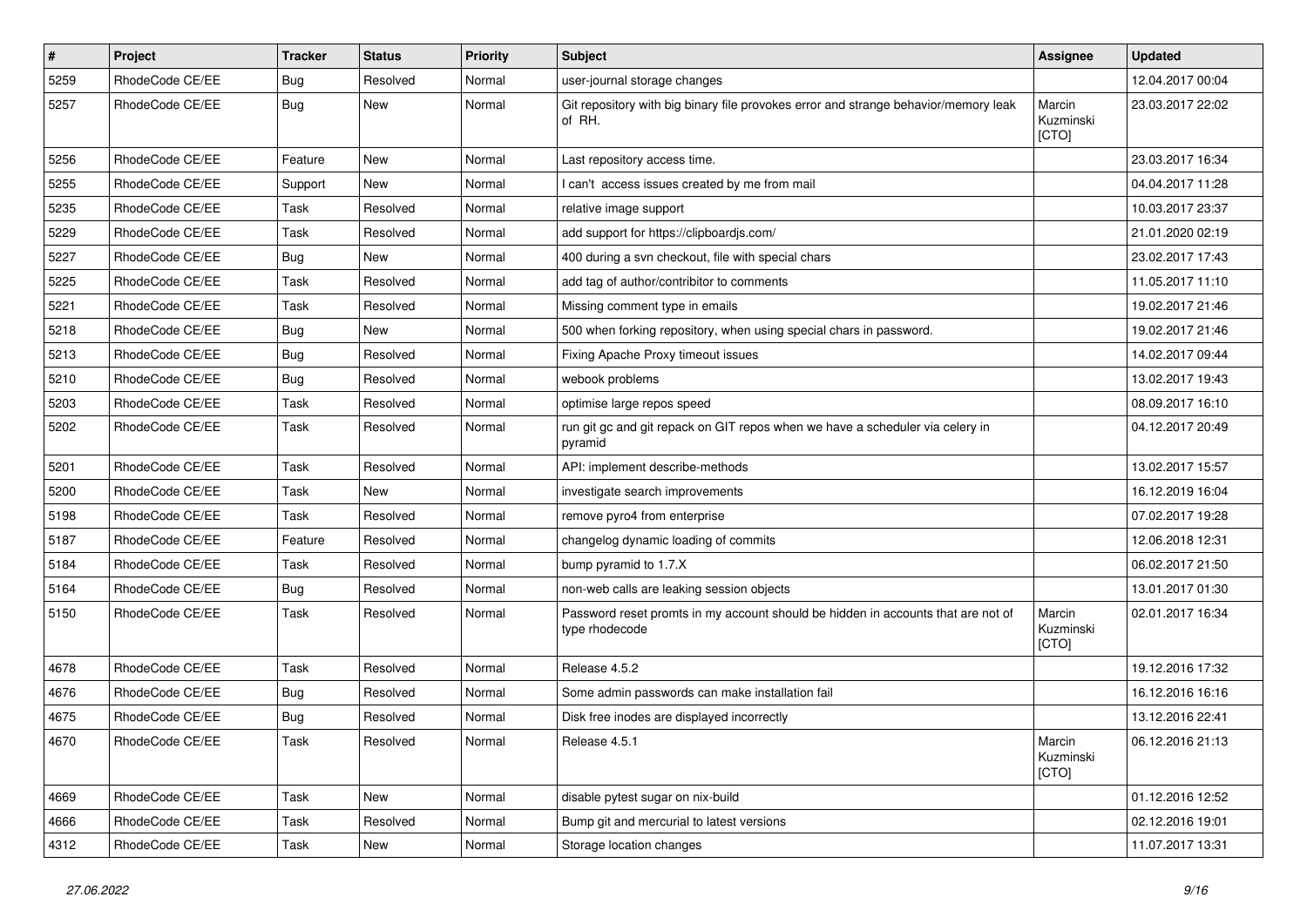| # | Project | Tracker | Status | Priority | Subject | Assignee | Updated |
|---|---|---|---|---|---|---|---|
| 5259 | RhodeCode CE/EE | Bug | Resolved | Normal | user-journal storage changes | | 12.04.2017 00:04 |
| 5257 | RhodeCode CE/EE | Bug | New | Normal | Git repository with big binary file provokes error and strange behavior/memory leak of RH. | Marcin Kuzminski [CTO] | 23.03.2017 22:02 |
| 5256 | RhodeCode CE/EE | Feature | New | Normal | Last repository access time. | | 23.03.2017 16:34 |
| 5255 | RhodeCode CE/EE | Support | New | Normal | I can't access issues created by me from mail | | 04.04.2017 11:28 |
| 5235 | RhodeCode CE/EE | Task | Resolved | Normal | relative image support | | 10.03.2017 23:37 |
| 5229 | RhodeCode CE/EE | Task | Resolved | Normal | add support for https://clipboardjs.com/ | | 21.01.2020 02:19 |
| 5227 | RhodeCode CE/EE | Bug | New | Normal | 400 during a svn checkout, file with special chars | | 23.02.2017 17:43 |
| 5225 | RhodeCode CE/EE | Task | Resolved | Normal | add tag of author/contribitor to comments | | 11.05.2017 11:10 |
| 5221 | RhodeCode CE/EE | Task | Resolved | Normal | Missing comment type in emails | | 19.02.2017 21:46 |
| 5218 | RhodeCode CE/EE | Bug | New | Normal | 500 when forking repository, when using special chars in password. | | 19.02.2017 21:46 |
| 5213 | RhodeCode CE/EE | Bug | Resolved | Normal | Fixing Apache Proxy timeout issues | | 14.02.2017 09:44 |
| 5210 | RhodeCode CE/EE | Bug | Resolved | Normal | webook problems | | 13.02.2017 19:43 |
| 5203 | RhodeCode CE/EE | Task | Resolved | Normal | optimise large repos speed | | 08.09.2017 16:10 |
| 5202 | RhodeCode CE/EE | Task | Resolved | Normal | run git gc and git repack on GIT repos when we have a scheduler via celery in pyramid | | 04.12.2017 20:49 |
| 5201 | RhodeCode CE/EE | Task | Resolved | Normal | API: implement describe-methods | | 13.02.2017 15:57 |
| 5200 | RhodeCode CE/EE | Task | New | Normal | investigate search improvements | | 16.12.2019 16:04 |
| 5198 | RhodeCode CE/EE | Task | Resolved | Normal | remove pyro4 from enterprise | | 07.02.2017 19:28 |
| 5187 | RhodeCode CE/EE | Feature | Resolved | Normal | changelog dynamic loading of commits | | 12.06.2018 12:31 |
| 5184 | RhodeCode CE/EE | Task | Resolved | Normal | bump pyramid to 1.7.X | | 06.02.2017 21:50 |
| 5164 | RhodeCode CE/EE | Bug | Resolved | Normal | non-web calls are leaking session objects | | 13.01.2017 01:30 |
| 5150 | RhodeCode CE/EE | Task | Resolved | Normal | Password reset promts in my account should be hidden in accounts that are not of type rhodecode | Marcin Kuzminski [CTO] | 02.01.2017 16:34 |
| 4678 | RhodeCode CE/EE | Task | Resolved | Normal | Release 4.5.2 | | 19.12.2016 17:32 |
| 4676 | RhodeCode CE/EE | Bug | Resolved | Normal | Some admin passwords can make installation fail | | 16.12.2016 16:16 |
| 4675 | RhodeCode CE/EE | Bug | Resolved | Normal | Disk free inodes are displayed incorrectly | | 13.12.2016 22:41 |
| 4670 | RhodeCode CE/EE | Task | Resolved | Normal | Release 4.5.1 | Marcin Kuzminski [CTO] | 06.12.2016 21:13 |
| 4669 | RhodeCode CE/EE | Task | New | Normal | disable pytest sugar on nix-build | | 01.12.2016 12:52 |
| 4666 | RhodeCode CE/EE | Task | Resolved | Normal | Bump git and mercurial to latest versions | | 02.12.2016 19:01 |
| 4312 | RhodeCode CE/EE | Task | New | Normal | Storage location changes | | 11.07.2017 13:31 |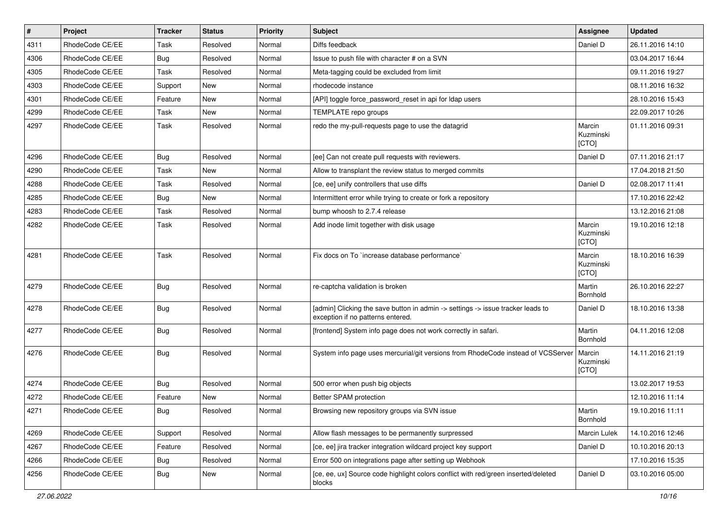| # | Project | Tracker | Status | Priority | Subject | Assignee | Updated |
|---|---|---|---|---|---|---|---|
| 4311 | RhodeCode CE/EE | Task | Resolved | Normal | Diffs feedback | Daniel D | 26.11.2016 14:10 |
| 4306 | RhodeCode CE/EE | Bug | Resolved | Normal | Issue to push file with character # on a SVN | | 03.04.2017 16:44 |
| 4305 | RhodeCode CE/EE | Task | Resolved | Normal | Meta-tagging could be excluded from limit | | 09.11.2016 19:27 |
| 4303 | RhodeCode CE/EE | Support | New | Normal | rhodecode instance | | 08.11.2016 16:32 |
| 4301 | RhodeCode CE/EE | Feature | New | Normal | [API] toggle force_password_reset in api for ldap users | | 28.10.2016 15:43 |
| 4299 | RhodeCode CE/EE | Task | New | Normal | TEMPLATE repo groups | | 22.09.2017 10:26 |
| 4297 | RhodeCode CE/EE | Task | Resolved | Normal | redo the my-pull-requests page to use the datagrid | Marcin Kuzminski [CTO] | 01.11.2016 09:31 |
| 4296 | RhodeCode CE/EE | Bug | Resolved | Normal | [ee] Can not create pull requests with reviewers. | Daniel D | 07.11.2016 21:17 |
| 4290 | RhodeCode CE/EE | Task | New | Normal | Allow to transplant the review status to merged commits | | 17.04.2018 21:50 |
| 4288 | RhodeCode CE/EE | Task | Resolved | Normal | [ce, ee] unify controllers that use diffs | Daniel D | 02.08.2017 11:41 |
| 4285 | RhodeCode CE/EE | Bug | New | Normal | Intermittent error while trying to create or fork a repository | | 17.10.2016 22:42 |
| 4283 | RhodeCode CE/EE | Task | Resolved | Normal | bump whoosh to 2.7.4 release | | 13.12.2016 21:08 |
| 4282 | RhodeCode CE/EE | Task | Resolved | Normal | Add inode limit together with disk usage | Marcin Kuzminski [CTO] | 19.10.2016 12:18 |
| 4281 | RhodeCode CE/EE | Task | Resolved | Normal | Fix docs on To `increase database performance` | Marcin Kuzminski [CTO] | 18.10.2016 16:39 |
| 4279 | RhodeCode CE/EE | Bug | Resolved | Normal | re-captcha validation is broken | Martin Bornhold | 26.10.2016 22:27 |
| 4278 | RhodeCode CE/EE | Bug | Resolved | Normal | [admin] Clicking the save button in admin -> settings -> issue tracker leads to exception if no patterns entered. | Daniel D | 18.10.2016 13:38 |
| 4277 | RhodeCode CE/EE | Bug | Resolved | Normal | [frontend] System info page does not work correctly in safari. | Martin Bornhold | 04.11.2016 12:08 |
| 4276 | RhodeCode CE/EE | Bug | Resolved | Normal | System info page uses mercurial/git versions from RhodeCode instead of VCSServer | Marcin Kuzminski [CTO] | 14.11.2016 21:19 |
| 4274 | RhodeCode CE/EE | Bug | Resolved | Normal | 500 error when push big objects | | 13.02.2017 19:53 |
| 4272 | RhodeCode CE/EE | Feature | New | Normal | Better SPAM protection | | 12.10.2016 11:14 |
| 4271 | RhodeCode CE/EE | Bug | Resolved | Normal | Browsing new repository groups via SVN issue | Martin Bornhold | 19.10.2016 11:11 |
| 4269 | RhodeCode CE/EE | Support | Resolved | Normal | Allow flash messages to be permanently surpressed | Marcin Lulek | 14.10.2016 12:46 |
| 4267 | RhodeCode CE/EE | Feature | Resolved | Normal | [ce, ee] jira tracker integration wildcard project key support | Daniel D | 10.10.2016 20:13 |
| 4266 | RhodeCode CE/EE | Bug | Resolved | Normal | Error 500 on integrations page after setting up Webhook | | 17.10.2016 15:35 |
| 4256 | RhodeCode CE/EE | Bug | New | Normal | [ce, ee, ux] Source code highlight colors conflict with red/green inserted/deleted blocks | Daniel D | 03.10.2016 05:00 |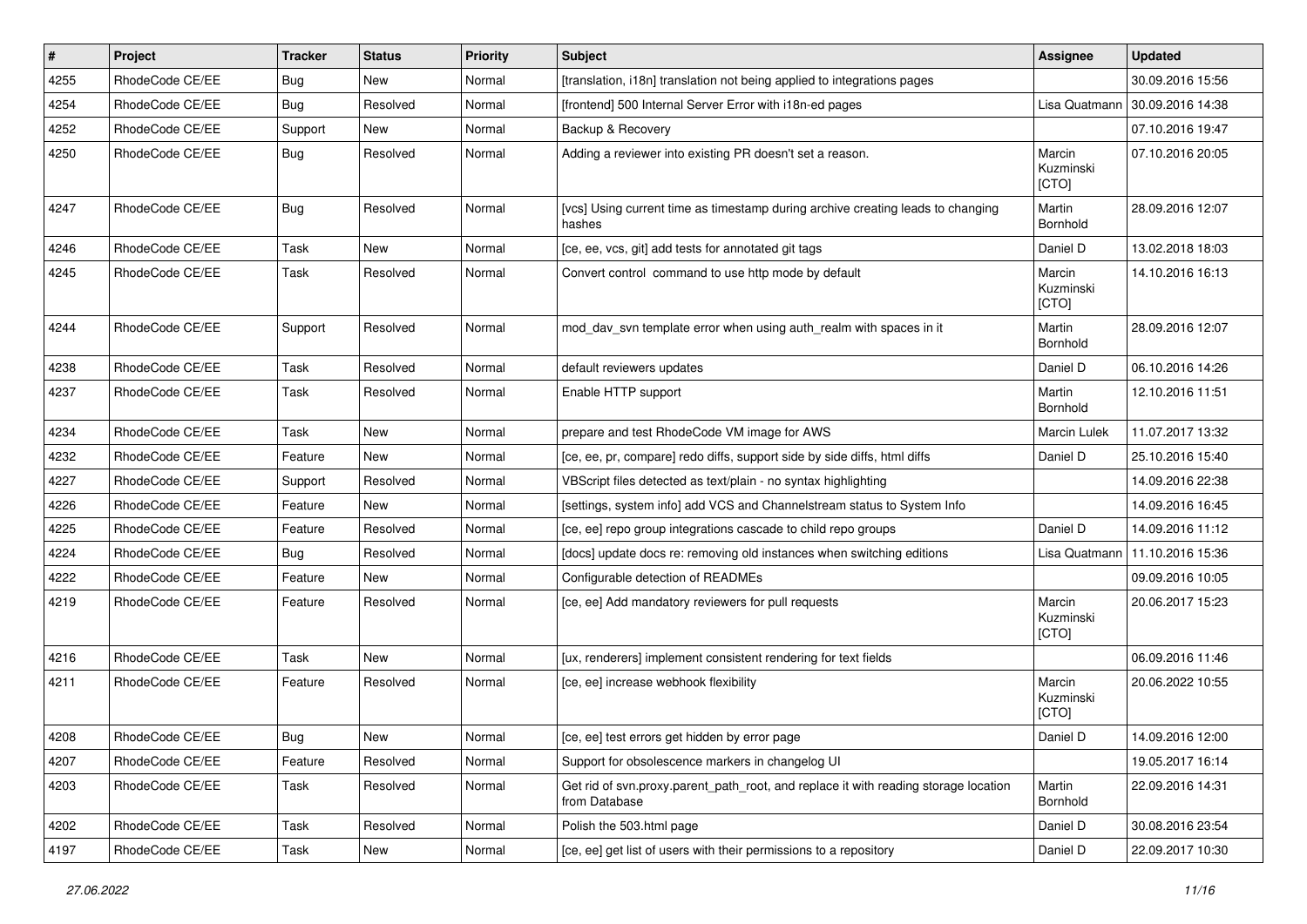| # | Project | Tracker | Status | Priority | Subject | Assignee | Updated |
|---|---|---|---|---|---|---|---|
| 4255 | RhodeCode CE/EE | Bug | New | Normal | [translation, i18n] translation not being applied to integrations pages | | 30.09.2016 15:56 |
| 4254 | RhodeCode CE/EE | Bug | Resolved | Normal | [frontend] 500 Internal Server Error with i18n-ed pages | Lisa Quatmann | 30.09.2016 14:38 |
| 4252 | RhodeCode CE/EE | Support | New | Normal | Backup & Recovery | | 07.10.2016 19:47 |
| 4250 | RhodeCode CE/EE | Bug | Resolved | Normal | Adding a reviewer into existing PR doesn't set a reason. | Marcin Kuzminski [CTO] | 07.10.2016 20:05 |
| 4247 | RhodeCode CE/EE | Bug | Resolved | Normal | [vcs] Using current time as timestamp during archive creating leads to changing hashes | Martin Bornhold | 28.09.2016 12:07 |
| 4246 | RhodeCode CE/EE | Task | New | Normal | [ce, ee, vcs, git] add tests for annotated git tags | Daniel D | 13.02.2018 18:03 |
| 4245 | RhodeCode CE/EE | Task | Resolved | Normal | Convert control command to use http mode by default | Marcin Kuzminski [CTO] | 14.10.2016 16:13 |
| 4244 | RhodeCode CE/EE | Support | Resolved | Normal | mod_dav_svn template error when using auth_realm with spaces in it | Martin Bornhold | 28.09.2016 12:07 |
| 4238 | RhodeCode CE/EE | Task | Resolved | Normal | default reviewers updates | Daniel D | 06.10.2016 14:26 |
| 4237 | RhodeCode CE/EE | Task | Resolved | Normal | Enable HTTP support | Martin Bornhold | 12.10.2016 11:51 |
| 4234 | RhodeCode CE/EE | Task | New | Normal | prepare and test RhodeCode VM image for AWS | Marcin Lulek | 11.07.2017 13:32 |
| 4232 | RhodeCode CE/EE | Feature | New | Normal | [ce, ee, pr, compare] redo diffs, support side by side diffs, html diffs | Daniel D | 25.10.2016 15:40 |
| 4227 | RhodeCode CE/EE | Support | Resolved | Normal | VBScript files detected as text/plain - no syntax highlighting | | 14.09.2016 22:38 |
| 4226 | RhodeCode CE/EE | Feature | New | Normal | [settings, system info] add VCS and Channelstream status to System Info | | 14.09.2016 16:45 |
| 4225 | RhodeCode CE/EE | Feature | Resolved | Normal | [ce, ee] repo group integrations cascade to child repo groups | Daniel D | 14.09.2016 11:12 |
| 4224 | RhodeCode CE/EE | Bug | Resolved | Normal | [docs] update docs re: removing old instances when switching editions | Lisa Quatmann | 11.10.2016 15:36 |
| 4222 | RhodeCode CE/EE | Feature | New | Normal | Configurable detection of READMEs | | 09.09.2016 10:05 |
| 4219 | RhodeCode CE/EE | Feature | Resolved | Normal | [ce, ee] Add mandatory reviewers for pull requests | Marcin Kuzminski [CTO] | 20.06.2017 15:23 |
| 4216 | RhodeCode CE/EE | Task | New | Normal | [ux, renderers] implement consistent rendering for text fields | | 06.09.2016 11:46 |
| 4211 | RhodeCode CE/EE | Feature | Resolved | Normal | [ce, ee] increase webhook flexibility | Marcin Kuzminski [CTO] | 20.06.2022 10:55 |
| 4208 | RhodeCode CE/EE | Bug | New | Normal | [ce, ee] test errors get hidden by error page | Daniel D | 14.09.2016 12:00 |
| 4207 | RhodeCode CE/EE | Feature | Resolved | Normal | Support for obsolescence markers in changelog UI | | 19.05.2017 16:14 |
| 4203 | RhodeCode CE/EE | Task | Resolved | Normal | Get rid of svn.proxy.parent_path_root, and replace it with reading storage location from Database | Martin Bornhold | 22.09.2016 14:31 |
| 4202 | RhodeCode CE/EE | Task | Resolved | Normal | Polish the 503.html page | Daniel D | 30.08.2016 23:54 |
| 4197 | RhodeCode CE/EE | Task | New | Normal | [ce, ee] get list of users with their permissions to a repository | Daniel D | 22.09.2017 10:30 |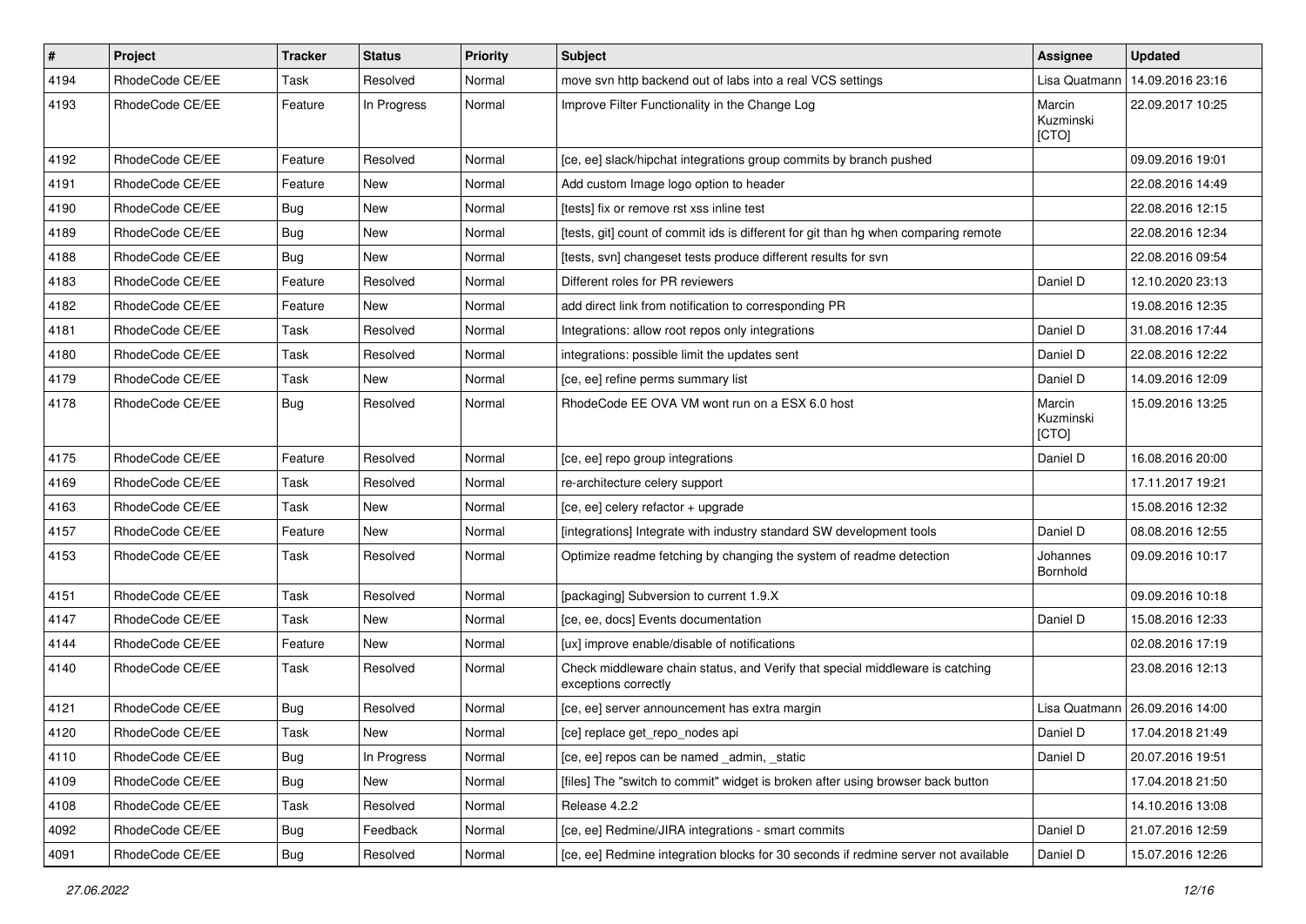| # | Project | Tracker | Status | Priority | Subject | Assignee | Updated |
|---|---|---|---|---|---|---|---|
| 4194 | RhodeCode CE/EE | Task | Resolved | Normal | move svn http backend out of labs into a real VCS settings | Lisa Quatmann | 14.09.2016 23:16 |
| 4193 | RhodeCode CE/EE | Feature | In Progress | Normal | Improve Filter Functionality in the Change Log | Marcin Kuzminski [CTO] | 22.09.2017 10:25 |
| 4192 | RhodeCode CE/EE | Feature | Resolved | Normal | [ce, ee] slack/hipchat integrations group commits by branch pushed | | 09.09.2016 19:01 |
| 4191 | RhodeCode CE/EE | Feature | New | Normal | Add custom Image logo option to header | | 22.08.2016 14:49 |
| 4190 | RhodeCode CE/EE | Bug | New | Normal | [tests] fix or remove rst xss inline test | | 22.08.2016 12:15 |
| 4189 | RhodeCode CE/EE | Bug | New | Normal | [tests, git] count of commit ids is different for git than hg when comparing remote | | 22.08.2016 12:34 |
| 4188 | RhodeCode CE/EE | Bug | New | Normal | [tests, svn] changeset tests produce different results for svn | | 22.08.2016 09:54 |
| 4183 | RhodeCode CE/EE | Feature | Resolved | Normal | Different roles for PR reviewers | Daniel D | 12.10.2020 23:13 |
| 4182 | RhodeCode CE/EE | Feature | New | Normal | add direct link from notification to corresponding PR | | 19.08.2016 12:35 |
| 4181 | RhodeCode CE/EE | Task | Resolved | Normal | Integrations: allow root repos only integrations | Daniel D | 31.08.2016 17:44 |
| 4180 | RhodeCode CE/EE | Task | Resolved | Normal | integrations: possible limit the updates sent | Daniel D | 22.08.2016 12:22 |
| 4179 | RhodeCode CE/EE | Task | New | Normal | [ce, ee] refine perms summary list | Daniel D | 14.09.2016 12:09 |
| 4178 | RhodeCode CE/EE | Bug | Resolved | Normal | RhodeCode EE OVA VM wont run on a ESX 6.0 host | Marcin Kuzminski [CTO] | 15.09.2016 13:25 |
| 4175 | RhodeCode CE/EE | Feature | Resolved | Normal | [ce, ee] repo group integrations | Daniel D | 16.08.2016 20:00 |
| 4169 | RhodeCode CE/EE | Task | Resolved | Normal | re-architecture celery support | | 17.11.2017 19:21 |
| 4163 | RhodeCode CE/EE | Task | New | Normal | [ce, ee] celery refactor + upgrade | | 15.08.2016 12:32 |
| 4157 | RhodeCode CE/EE | Feature | New | Normal | [integrations] Integrate with industry standard SW development tools | Daniel D | 08.08.2016 12:55 |
| 4153 | RhodeCode CE/EE | Task | Resolved | Normal | Optimize readme fetching by changing the system of readme detection | Johannes Bornhold | 09.09.2016 10:17 |
| 4151 | RhodeCode CE/EE | Task | Resolved | Normal | [packaging] Subversion to current 1.9.X | | 09.09.2016 10:18 |
| 4147 | RhodeCode CE/EE | Task | New | Normal | [ce, ee, docs] Events documentation | Daniel D | 15.08.2016 12:33 |
| 4144 | RhodeCode CE/EE | Feature | New | Normal | [ux] improve enable/disable of notifications | | 02.08.2016 17:19 |
| 4140 | RhodeCode CE/EE | Task | Resolved | Normal | Check middleware chain status, and Verify that special middleware is catching exceptions correctly | | 23.08.2016 12:13 |
| 4121 | RhodeCode CE/EE | Bug | Resolved | Normal | [ce, ee] server announcement has extra margin | Lisa Quatmann | 26.09.2016 14:00 |
| 4120 | RhodeCode CE/EE | Task | New | Normal | [ce] replace get_repo_nodes api | Daniel D | 17.04.2018 21:49 |
| 4110 | RhodeCode CE/EE | Bug | In Progress | Normal | [ce, ee] repos can be named _admin, _static | Daniel D | 20.07.2016 19:51 |
| 4109 | RhodeCode CE/EE | Bug | New | Normal | [files] The "switch to commit" widget is broken after using browser back button | | 17.04.2018 21:50 |
| 4108 | RhodeCode CE/EE | Task | Resolved | Normal | Release 4.2.2 | | 14.10.2016 13:08 |
| 4092 | RhodeCode CE/EE | Bug | Feedback | Normal | [ce, ee] Redmine/JIRA integrations - smart commits | Daniel D | 21.07.2016 12:59 |
| 4091 | RhodeCode CE/EE | Bug | Resolved | Normal | [ce, ee] Redmine integration blocks for 30 seconds if redmine server not available | Daniel D | 15.07.2016 12:26 |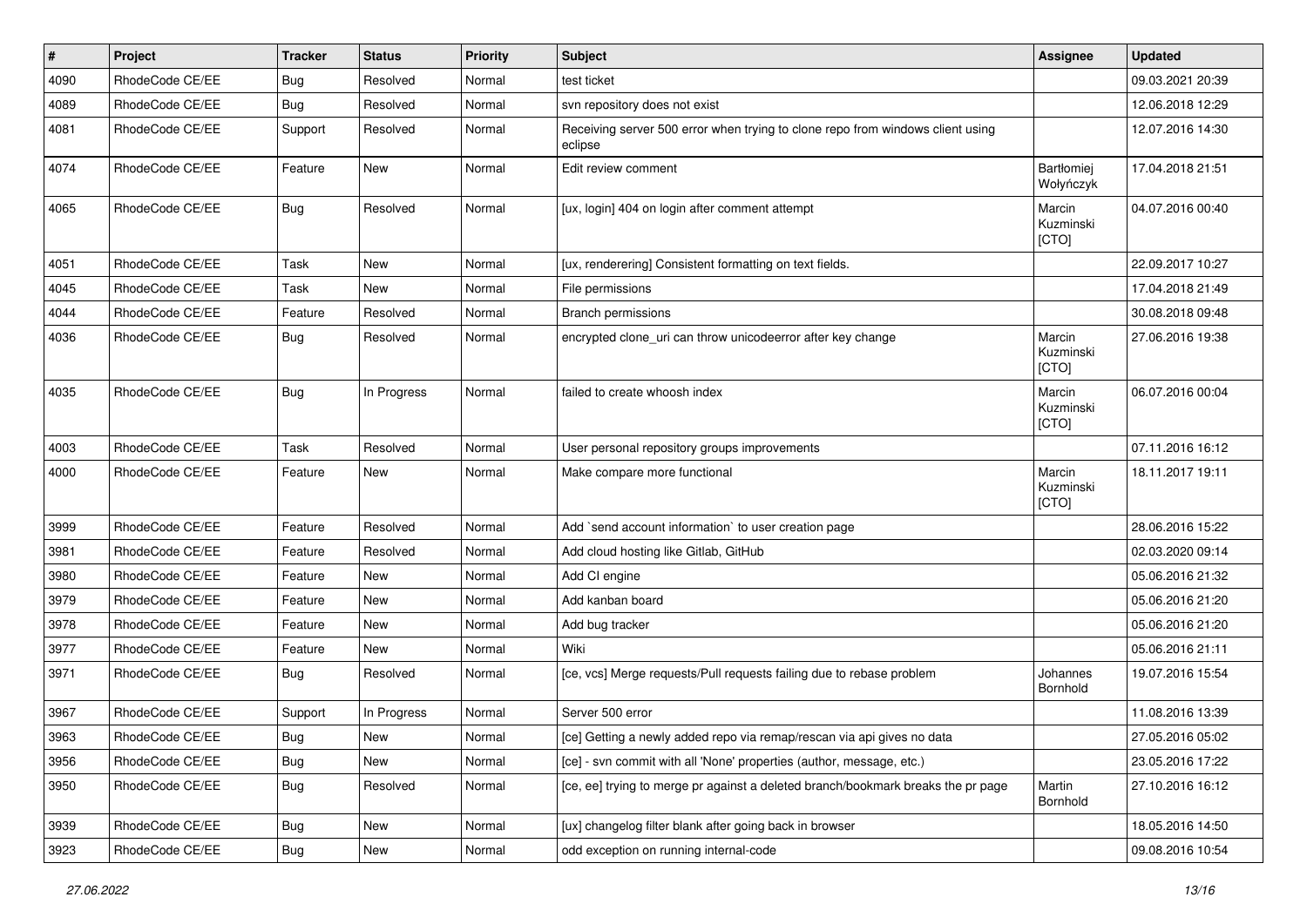| # | Project | Tracker | Status | Priority | Subject | Assignee | Updated |
|---|---|---|---|---|---|---|---|
| 4090 | RhodeCode CE/EE | Bug | Resolved | Normal | test ticket | | 09.03.2021 20:39 |
| 4089 | RhodeCode CE/EE | Bug | Resolved | Normal | svn repository does not exist | | 12.06.2018 12:29 |
| 4081 | RhodeCode CE/EE | Support | Resolved | Normal | Receiving server 500 error when trying to clone repo from windows client using eclipse | | 12.07.2016 14:30 |
| 4074 | RhodeCode CE/EE | Feature | New | Normal | Edit review comment | Bartłomiej Wołyńczyk | 17.04.2018 21:51 |
| 4065 | RhodeCode CE/EE | Bug | Resolved | Normal | [ux, login] 404 on login after comment attempt | Marcin Kuzminski [CTO] | 04.07.2016 00:40 |
| 4051 | RhodeCode CE/EE | Task | New | Normal | [ux, renderering] Consistent formatting on text fields. | | 22.09.2017 10:27 |
| 4045 | RhodeCode CE/EE | Task | New | Normal | File permissions | | 17.04.2018 21:49 |
| 4044 | RhodeCode CE/EE | Feature | Resolved | Normal | Branch permissions | | 30.08.2018 09:48 |
| 4036 | RhodeCode CE/EE | Bug | Resolved | Normal | encrypted clone_uri can throw unicodeerror after key change | Marcin Kuzminski [CTO] | 27.06.2016 19:38 |
| 4035 | RhodeCode CE/EE | Bug | In Progress | Normal | failed to create whoosh index | Marcin Kuzminski [CTO] | 06.07.2016 00:04 |
| 4003 | RhodeCode CE/EE | Task | Resolved | Normal | User personal repository groups improvements | | 07.11.2016 16:12 |
| 4000 | RhodeCode CE/EE | Feature | New | Normal | Make compare more functional | Marcin Kuzminski [CTO] | 18.11.2017 19:11 |
| 3999 | RhodeCode CE/EE | Feature | Resolved | Normal | Add `send account information` to user creation page | | 28.06.2016 15:22 |
| 3981 | RhodeCode CE/EE | Feature | Resolved | Normal | Add cloud hosting like Gitlab, GitHub | | 02.03.2020 09:14 |
| 3980 | RhodeCode CE/EE | Feature | New | Normal | Add CI engine | | 05.06.2016 21:32 |
| 3979 | RhodeCode CE/EE | Feature | New | Normal | Add kanban board | | 05.06.2016 21:20 |
| 3978 | RhodeCode CE/EE | Feature | New | Normal | Add bug tracker | | 05.06.2016 21:20 |
| 3977 | RhodeCode CE/EE | Feature | New | Normal | Wiki | | 05.06.2016 21:11 |
| 3971 | RhodeCode CE/EE | Bug | Resolved | Normal | [ce, vcs] Merge requests/Pull requests failing due to rebase problem | Johannes Bornhold | 19.07.2016 15:54 |
| 3967 | RhodeCode CE/EE | Support | In Progress | Normal | Server 500 error | | 11.08.2016 13:39 |
| 3963 | RhodeCode CE/EE | Bug | New | Normal | [ce] Getting a newly added repo via remap/rescan via api gives no data | | 27.05.2016 05:02 |
| 3956 | RhodeCode CE/EE | Bug | New | Normal | [ce] - svn commit with all 'None' properties (author, message, etc.) | | 23.05.2016 17:22 |
| 3950 | RhodeCode CE/EE | Bug | Resolved | Normal | [ce, ee] trying to merge pr against a deleted branch/bookmark breaks the pr page | Martin Bornhold | 27.10.2016 16:12 |
| 3939 | RhodeCode CE/EE | Bug | New | Normal | [ux] changelog filter blank after going back in browser | | 18.05.2016 14:50 |
| 3923 | RhodeCode CE/EE | Bug | New | Normal | odd exception on running internal-code | | 09.08.2016 10:54 |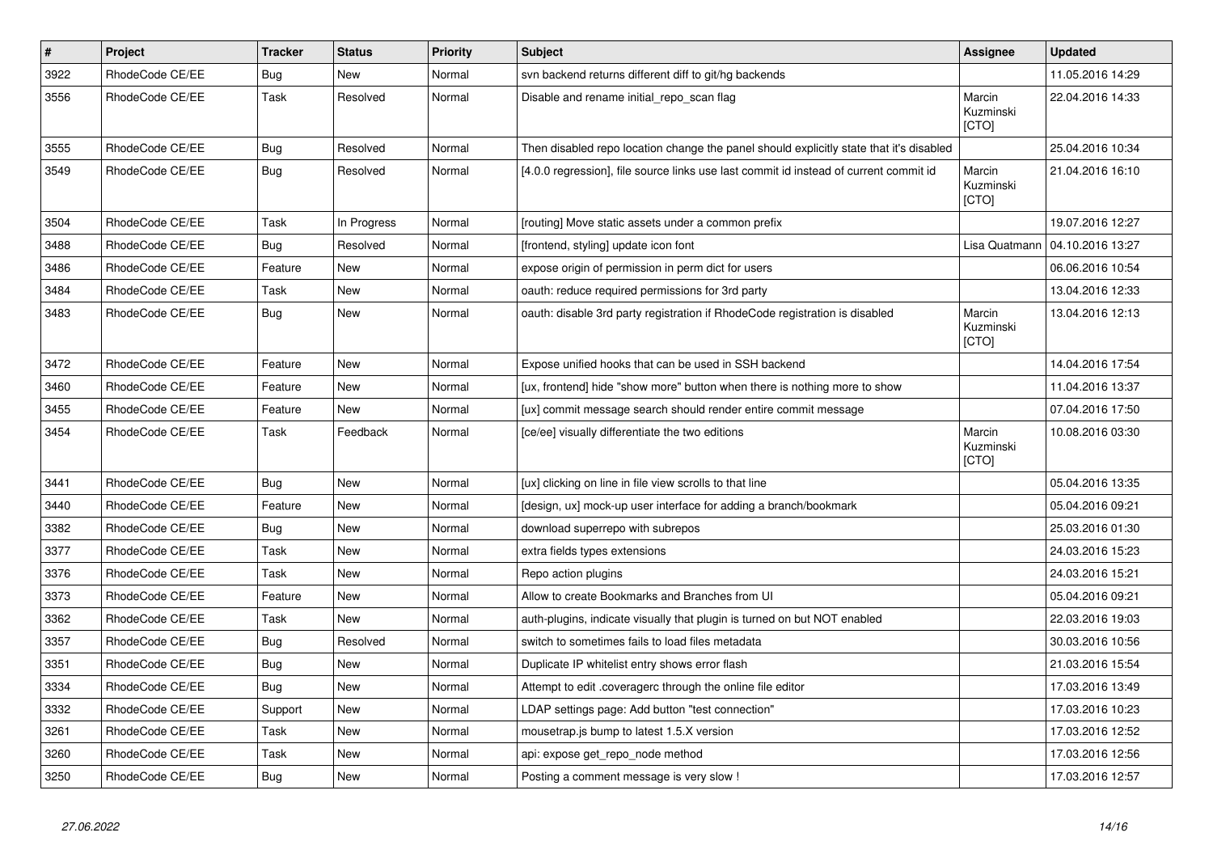| # | Project | Tracker | Status | Priority | Subject | Assignee | Updated |
|---|---|---|---|---|---|---|---|
| 3922 | RhodeCode CE/EE | Bug | New | Normal | svn backend returns different diff to git/hg backends | | 11.05.2016 14:29 |
| 3556 | RhodeCode CE/EE | Task | Resolved | Normal | Disable and rename initial_repo_scan flag | Marcin Kuzminski [CTO] | 22.04.2016 14:33 |
| 3555 | RhodeCode CE/EE | Bug | Resolved | Normal | Then disabled repo location change the panel should explicitly state that it's disabled | | 25.04.2016 10:34 |
| 3549 | RhodeCode CE/EE | Bug | Resolved | Normal | [4.0.0 regression], file source links use last commit id instead of current commit id | Marcin Kuzminski [CTO] | 21.04.2016 16:10 |
| 3504 | RhodeCode CE/EE | Task | In Progress | Normal | [routing] Move static assets under a common prefix | | 19.07.2016 12:27 |
| 3488 | RhodeCode CE/EE | Bug | Resolved | Normal | [frontend, styling] update icon font | Lisa Quatmann | 04.10.2016 13:27 |
| 3486 | RhodeCode CE/EE | Feature | New | Normal | expose origin of permission in perm dict for users | | 06.06.2016 10:54 |
| 3484 | RhodeCode CE/EE | Task | New | Normal | oauth: reduce required permissions for 3rd party | | 13.04.2016 12:33 |
| 3483 | RhodeCode CE/EE | Bug | New | Normal | oauth: disable 3rd party registration if RhodeCode registration is disabled | Marcin Kuzminski [CTO] | 13.04.2016 12:13 |
| 3472 | RhodeCode CE/EE | Feature | New | Normal | Expose unified hooks that can be used in SSH backend | | 14.04.2016 17:54 |
| 3460 | RhodeCode CE/EE | Feature | New | Normal | [ux, frontend] hide "show more" button when there is nothing more to show | | 11.04.2016 13:37 |
| 3455 | RhodeCode CE/EE | Feature | New | Normal | [ux] commit message search should render entire commit message | | 07.04.2016 17:50 |
| 3454 | RhodeCode CE/EE | Task | Feedback | Normal | [ce/ee] visually differentiate the two editions | Marcin Kuzminski [CTO] | 10.08.2016 03:30 |
| 3441 | RhodeCode CE/EE | Bug | New | Normal | [ux] clicking on line in file view scrolls to that line | | 05.04.2016 13:35 |
| 3440 | RhodeCode CE/EE | Feature | New | Normal | [design, ux] mock-up user interface for adding a branch/bookmark | | 05.04.2016 09:21 |
| 3382 | RhodeCode CE/EE | Bug | New | Normal | download superrepo with subrepos | | 25.03.2016 01:30 |
| 3377 | RhodeCode CE/EE | Task | New | Normal | extra fields types extensions | | 24.03.2016 15:23 |
| 3376 | RhodeCode CE/EE | Task | New | Normal | Repo action plugins | | 24.03.2016 15:21 |
| 3373 | RhodeCode CE/EE | Feature | New | Normal | Allow to create Bookmarks and Branches from UI | | 05.04.2016 09:21 |
| 3362 | RhodeCode CE/EE | Task | New | Normal | auth-plugins, indicate visually that plugin is turned on but NOT enabled | | 22.03.2016 19:03 |
| 3357 | RhodeCode CE/EE | Bug | Resolved | Normal | switch to sometimes fails to load files metadata | | 30.03.2016 10:56 |
| 3351 | RhodeCode CE/EE | Bug | New | Normal | Duplicate IP whitelist entry shows error flash | | 21.03.2016 15:54 |
| 3334 | RhodeCode CE/EE | Bug | New | Normal | Attempt to edit .coveragerc through the online file editor | | 17.03.2016 13:49 |
| 3332 | RhodeCode CE/EE | Support | New | Normal | LDAP settings page: Add button "test connection" | | 17.03.2016 10:23 |
| 3261 | RhodeCode CE/EE | Task | New | Normal | mousetrap.js bump to latest 1.5.X version | | 17.03.2016 12:52 |
| 3260 | RhodeCode CE/EE | Task | New | Normal | api: expose get_repo_node method | | 17.03.2016 12:56 |
| 3250 | RhodeCode CE/EE | Bug | New | Normal | Posting a comment message is very slow ! | | 17.03.2016 12:57 |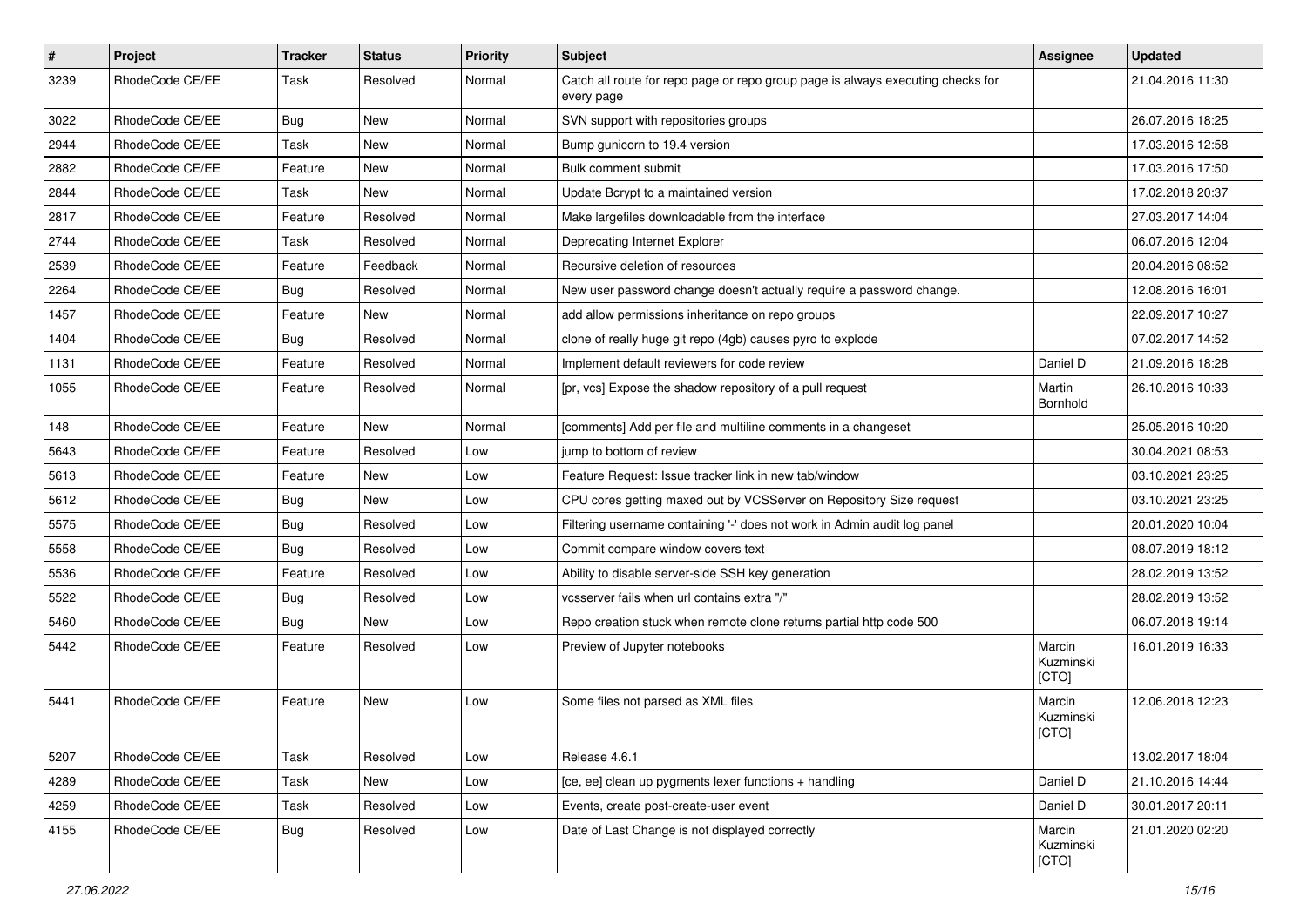| # | Project | Tracker | Status | Priority | Subject | Assignee | Updated |
|---|---|---|---|---|---|---|---|
| 3239 | RhodeCode CE/EE | Task | Resolved | Normal | Catch all route for repo page or repo group page is always executing checks for every page | | 21.04.2016 11:30 |
| 3022 | RhodeCode CE/EE | Bug | New | Normal | SVN support with repositories groups | | 26.07.2016 18:25 |
| 2944 | RhodeCode CE/EE | Task | New | Normal | Bump gunicorn to 19.4 version | | 17.03.2016 12:58 |
| 2882 | RhodeCode CE/EE | Feature | New | Normal | Bulk comment submit | | 17.03.2016 17:50 |
| 2844 | RhodeCode CE/EE | Task | New | Normal | Update Bcrypt to a maintained version | | 17.02.2018 20:37 |
| 2817 | RhodeCode CE/EE | Feature | Resolved | Normal | Make largefiles downloadable from the interface | | 27.03.2017 14:04 |
| 2744 | RhodeCode CE/EE | Task | Resolved | Normal | Deprecating Internet Explorer | | 06.07.2016 12:04 |
| 2539 | RhodeCode CE/EE | Feature | Feedback | Normal | Recursive deletion of resources | | 20.04.2016 08:52 |
| 2264 | RhodeCode CE/EE | Bug | Resolved | Normal | New user password change doesn't actually require a password change. | | 12.08.2016 16:01 |
| 1457 | RhodeCode CE/EE | Feature | New | Normal | add allow permissions inheritance on repo groups | | 22.09.2017 10:27 |
| 1404 | RhodeCode CE/EE | Bug | Resolved | Normal | clone of really huge git repo (4gb) causes pyro to explode | | 07.02.2017 14:52 |
| 1131 | RhodeCode CE/EE | Feature | Resolved | Normal | Implement default reviewers for code review | Daniel D | 21.09.2016 18:28 |
| 1055 | RhodeCode CE/EE | Feature | Resolved | Normal | [pr, vcs] Expose the shadow repository of a pull request | Martin Bornhold | 26.10.2016 10:33 |
| 148 | RhodeCode CE/EE | Feature | New | Normal | [comments] Add per file and multiline comments in a changeset | | 25.05.2016 10:20 |
| 5643 | RhodeCode CE/EE | Feature | Resolved | Low | jump to bottom of review | | 30.04.2021 08:53 |
| 5613 | RhodeCode CE/EE | Feature | New | Low | Feature Request: Issue tracker link in new tab/window | | 03.10.2021 23:25 |
| 5612 | RhodeCode CE/EE | Bug | New | Low | CPU cores getting maxed out by VCSServer on Repository Size request | | 03.10.2021 23:25 |
| 5575 | RhodeCode CE/EE | Bug | Resolved | Low | Filtering username containing '-' does not work in Admin audit log panel | | 20.01.2020 10:04 |
| 5558 | RhodeCode CE/EE | Bug | Resolved | Low | Commit compare window covers text | | 08.07.2019 18:12 |
| 5536 | RhodeCode CE/EE | Feature | Resolved | Low | Ability to disable server-side SSH key generation | | 28.02.2019 13:52 |
| 5522 | RhodeCode CE/EE | Bug | Resolved | Low | vcsserver fails when url contains extra "/" | | 28.02.2019 13:52 |
| 5460 | RhodeCode CE/EE | Bug | New | Low | Repo creation stuck when remote clone returns partial http code 500 | | 06.07.2018 19:14 |
| 5442 | RhodeCode CE/EE | Feature | Resolved | Low | Preview of Jupyter notebooks | Marcin Kuzminski [CTO] | 16.01.2019 16:33 |
| 5441 | RhodeCode CE/EE | Feature | New | Low | Some files not parsed as XML files | Marcin Kuzminski [CTO] | 12.06.2018 12:23 |
| 5207 | RhodeCode CE/EE | Task | Resolved | Low | Release 4.6.1 | | 13.02.2017 18:04 |
| 4289 | RhodeCode CE/EE | Task | New | Low | [ce, ee] clean up pygments lexer functions + handling | Daniel D | 21.10.2016 14:44 |
| 4259 | RhodeCode CE/EE | Task | Resolved | Low | Events, create post-create-user event | Daniel D | 30.01.2017 20:11 |
| 4155 | RhodeCode CE/EE | Bug | Resolved | Low | Date of Last Change is not displayed correctly | Marcin Kuzminski [CTO] | 21.01.2020 02:20 |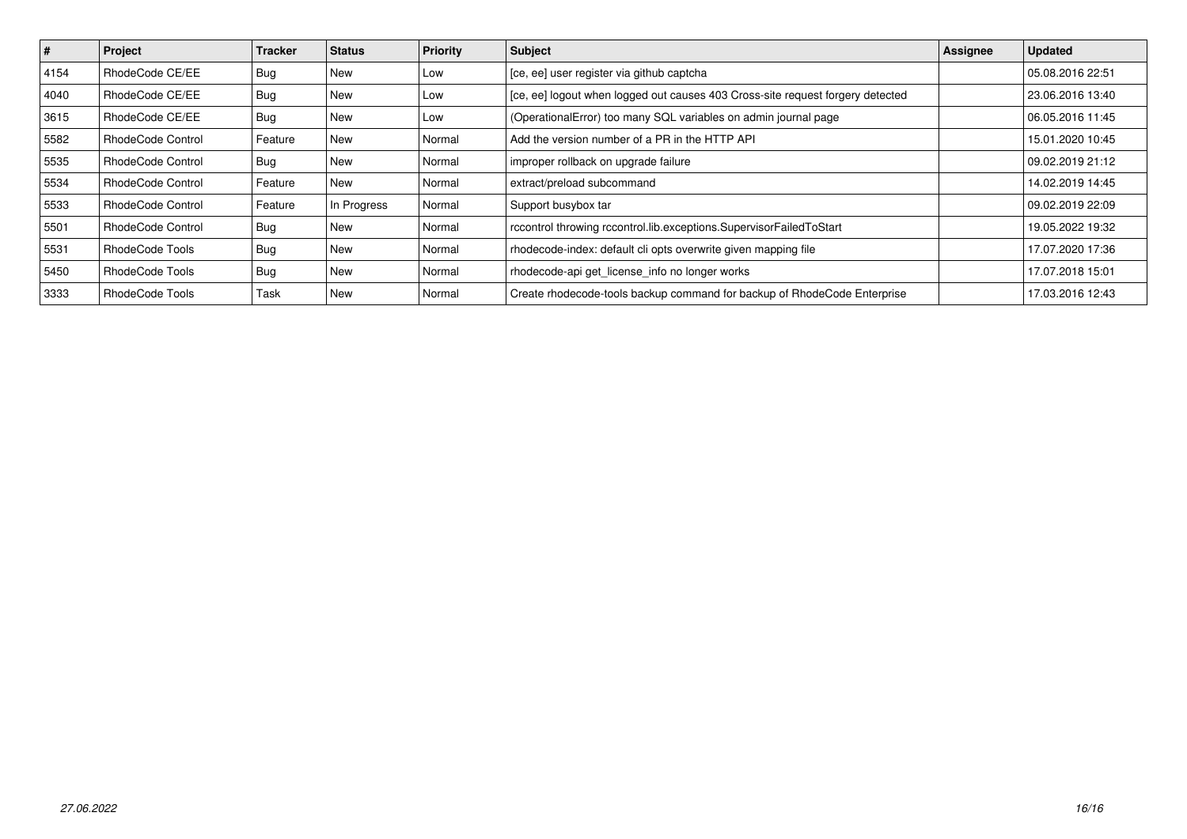| # | Project | Tracker | Status | Priority | Subject | Assignee | Updated |
|---|---|---|---|---|---|---|---|
| 4154 | RhodeCode CE/EE | Bug | New | Low | [ce, ee] user register via github captcha | | 05.08.2016 22:51 |
| 4040 | RhodeCode CE/EE | Bug | New | Low | [ce, ee] logout when logged out causes 403 Cross-site request forgery detected | | 23.06.2016 13:40 |
| 3615 | RhodeCode CE/EE | Bug | New | Low | (OperationalError) too many SQL variables on admin journal page | | 06.05.2016 11:45 |
| 5582 | RhodeCode Control | Feature | New | Normal | Add the version number of a PR in the HTTP API | | 15.01.2020 10:45 |
| 5535 | RhodeCode Control | Bug | New | Normal | improper rollback on upgrade failure | | 09.02.2019 21:12 |
| 5534 | RhodeCode Control | Feature | New | Normal | extract/preload subcommand | | 14.02.2019 14:45 |
| 5533 | RhodeCode Control | Feature | In Progress | Normal | Support busybox tar | | 09.02.2019 22:09 |
| 5501 | RhodeCode Control | Bug | New | Normal | rccontrol throwing rccontrol.lib.exceptions.SupervisorFailedToStart | | 19.05.2022 19:32 |
| 5531 | RhodeCode Tools | Bug | New | Normal | rhodecode-index: default cli opts overwrite given mapping file | | 17.07.2020 17:36 |
| 5450 | RhodeCode Tools | Bug | New | Normal | rhodecode-api get_license_info no longer works | | 17.07.2018 15:01 |
| 3333 | RhodeCode Tools | Task | New | Normal | Create rhodecode-tools backup command for backup of RhodeCode Enterprise | | 17.03.2016 12:43 |